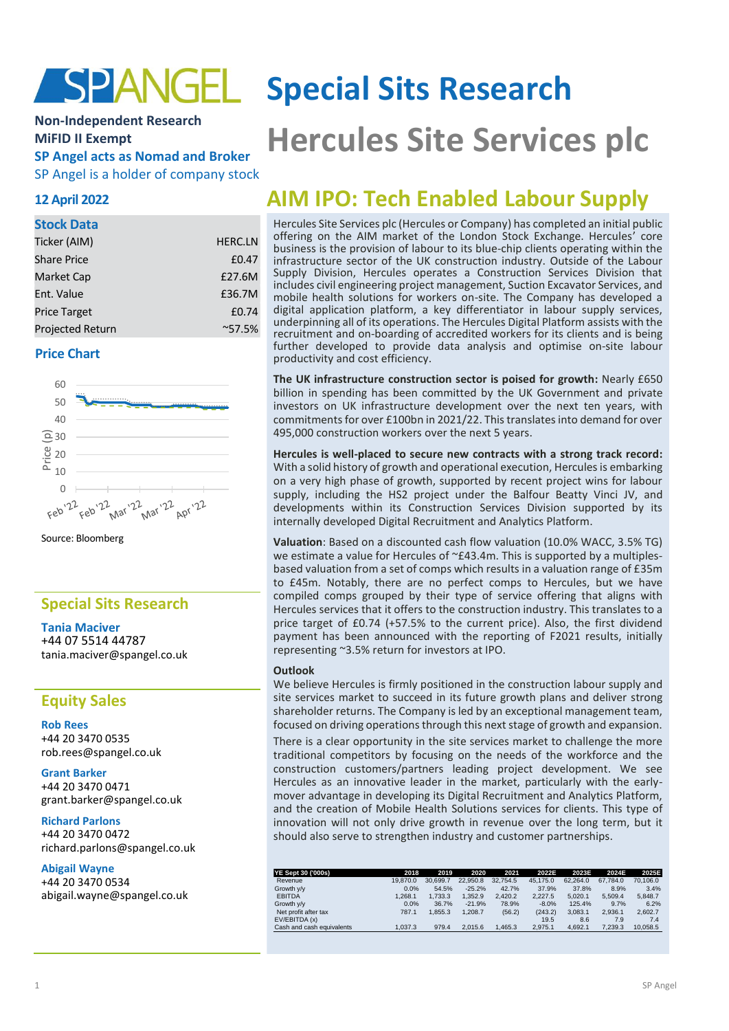# SP ANGEL Special Sits Research

# Hercules Site Services plc

**Non-Independent Research**
**MiFID II Exempt**
**SP Angel acts as Nomad and Broker**
SP Angel is a holder of company stock

**12 April 2022**

## AIM IPO: Tech Enabled Labour Supply

### Stock Data

| | |
|---|---|
| Ticker (AIM) | HERC.LN |
| Share Price | £0.47 |
| Market Cap | £27.6M |
| Ent. Value | £36.7M |
| Price Target | £0.74 |
| Projected Return | ~57.5% |

### Price Chart

Source: Bloomberg

Hercules Site Services plc (Hercules or Company) has completed an initial public offering on the AIM market of the London Stock Exchange. Hercules' core business is the provision of labour to its blue-chip clients operating within the infrastructure sector of the UK construction industry. Outside of the Labour Supply Division, Hercules operates a Construction Services Division that includes civil engineering project management, Suction Excavator Services, and mobile health solutions for workers on-site. The Company has developed a digital application platform, a key differentiator in labour supply services, underpinning all of its operations. The Hercules Digital Platform assists with the recruitment and on-boarding of accredited workers for its clients and is being further developed to provide data analysis and optimise on-site labour productivity and cost efficiency.

**The UK infrastructure construction sector is poised for growth:** Nearly £650 billion in spending has been committed by the UK Government and private investors on UK infrastructure development over the next ten years, with commitments for over £100bn in 2021/22. This translates into demand for over 495,000 construction workers over the next 5 years.

**Hercules is well-placed to secure new contracts with a strong track record:** With a solid history of growth and operational execution, Hercules is embarking on a very high phase of growth, supported by recent project wins for labour supply, including the HS2 project under the Balfour Beatty Vinci JV, and developments within its Construction Services Division supported by its internally developed Digital Recruitment and Analytics Platform.

**Valuation**: Based on a discounted cash flow valuation (10.0% WACC, 3.5% TG) we estimate a value for Hercules of ~£43.4m. This is supported by a multiples-based valuation from a set of comps which results in a valuation range of £35m to £45m. Notably, there are no perfect comps to Hercules, but we have compiled comps grouped by their type of service offering that aligns with Hercules services that it offers to the construction industry. This translates to a price target of £0.74 (+57.5% to the current price). Also, the first dividend payment has been announced with the reporting of F2021 results, initially representing ~3.5% return for investors at IPO.

### Outlook

We believe Hercules is firmly positioned in the construction labour supply and site services market to succeed in its future growth plans and deliver strong shareholder returns. The Company is led by an exceptional management team, focused on driving operations through this next stage of growth and expansion.

There is a clear opportunity in the site services market to challenge the more traditional competitors by focusing on the needs of the workforce and the construction customers/partners leading project development. We see Hercules as an innovative leader in the market, particularly with the early-mover advantage in developing its Digital Recruitment and Analytics Platform, and the creation of Mobile Health Solutions services for clients. This type of innovation will not only drive growth in revenue over the long term, but it should also serve to strengthen industry and customer partnerships.

| YE Sept 30 ('000s) | 2018 | 2019 | 2020 | 2021 | 2022E | 2023E | 2024E | 2025E |
|---|---|---|---|---|---|---|---|---|
| Revenue | 19,870.0 | 30,699.7 | 22,950.8 | 32,754.5 | 45,175.0 | 62,264.0 | 67,784.0 | 70,106.0 |
| Growth y/y | 0.0% | 54.5% | -25.2% | 42.7% | 37.9% | 37.8% | 8.9% | 3.4% |
| EBITDA | 1,268.1 | 1,733.3 | 1,352.9 | 2,420.2 | 2,227.5 | 5,020.1 | 5,509.4 | 5,848.7 |
| Growth y/y | 0.0% | 36.7% | -21.9% | 78.9% | -8.0% | 125.4% | 9.7% | 6.2% |
| Net profit after tax | 787.1 | 1,855.3 | 1,208.7 | (56.2) | (243.2) | 3,083.1 | 2,936.1 | 2,602.7 |
| EV/EBITDA (x) | | | | | 19.5 | 8.6 | 7.9 | 7.4 |
| Cash and cash equivalents | 1,037.3 | 979.4 | 2,015.6 | 1,465.3 | 2,975.1 | 4,692.1 | 7,239.3 | 10,058.5 |

### Special Sits Research

**Tania Maciver**
+44 07 5514 44787
tania.maciver@spangel.co.uk

### Equity Sales

**Rob Rees**
+44 20 3470 0535
rob.rees@spangel.co.uk

**Grant Barker**
+44 20 3470 0471
grant.barker@spangel.co.uk

**Richard Parlons**
+44 20 3470 0472
richard.parlons@spangel.co.uk

**Abigail Wayne**
+44 20 3470 0534
abigail.wayne@spangel.co.uk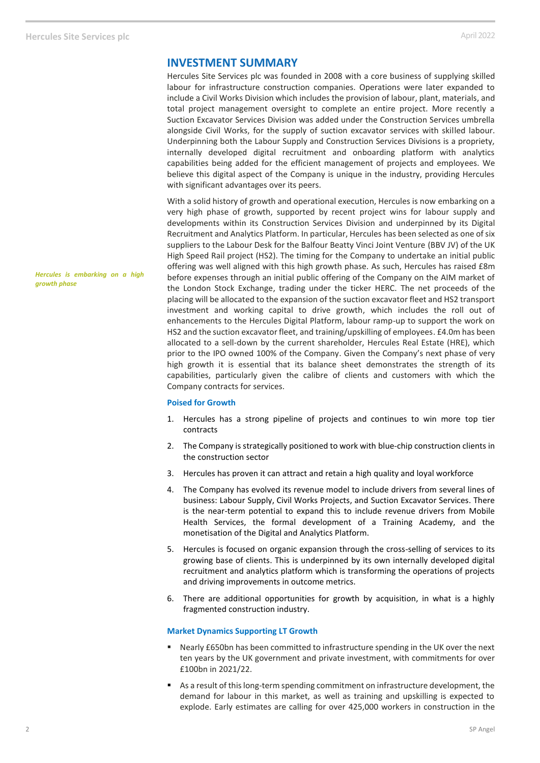## INVESTMENT SUMMARY

Hercules Site Services plc was founded in 2008 with a core business of supplying skilled labour for infrastructure construction companies. Operations were later expanded to include a Civil Works Division which includes the provision of labour, plant, materials, and total project management oversight to complete an entire project. More recently a Suction Excavator Services Division was added under the Construction Services umbrella alongside Civil Works, for the supply of suction excavator services with skilled labour. Underpinning both the Labour Supply and Construction Services Divisions is a propriety, internally developed digital recruitment and onboarding platform with analytics capabilities being added for the efficient management of projects and employees. We believe this digital aspect of the Company is unique in the industry, providing Hercules with significant advantages over its peers.

*Hercules is embarking on a high growth phase*

With a solid history of growth and operational execution, Hercules is now embarking on a very high phase of growth, supported by recent project wins for labour supply and developments within its Construction Services Division and underpinned by its Digital Recruitment and Analytics Platform. In particular, Hercules has been selected as one of six suppliers to the Labour Desk for the Balfour Beatty Vinci Joint Venture (BBV JV) of the UK High Speed Rail project (HS2). The timing for the Company to undertake an initial public offering was well aligned with this high growth phase. As such, Hercules has raised £8m before expenses through an initial public offering of the Company on the AIM market of the London Stock Exchange, trading under the ticker HERC. The net proceeds of the placing will be allocated to the expansion of the suction excavator fleet and HS2 transport investment and working capital to drive growth, which includes the roll out of enhancements to the Hercules Digital Platform, labour ramp-up to support the work on HS2 and the suction excavator fleet, and training/upskilling of employees. £4.0m has been allocated to a sell-down by the current shareholder, Hercules Real Estate (HRE), which prior to the IPO owned 100% of the Company. Given the Company's next phase of very high growth it is essential that its balance sheet demonstrates the strength of its capabilities, particularly given the calibre of clients and customers with which the Company contracts for services.

### Poised for Growth

1. Hercules has a strong pipeline of projects and continues to win more top tier contracts
2. The Company is strategically positioned to work with blue-chip construction clients in the construction sector
3. Hercules has proven it can attract and retain a high quality and loyal workforce
4. The Company has evolved its revenue model to include drivers from several lines of business: Labour Supply, Civil Works Projects, and Suction Excavator Services. There is the near-term potential to expand this to include revenue drivers from Mobile Health Services, the formal development of a Training Academy, and the monetisation of the Digital and Analytics Platform.
5. Hercules is focused on organic expansion through the cross-selling of services to its growing base of clients. This is underpinned by its own internally developed digital recruitment and analytics platform which is transforming the operations of projects and driving improvements in outcome metrics.
6. There are additional opportunities for growth by acquisition, in what is a highly fragmented construction industry.

### Market Dynamics Supporting LT Growth

- Nearly £650bn has been committed to infrastructure spending in the UK over the next ten years by the UK government and private investment, with commitments for over £100bn in 2021/22.
- As a result of this long-term spending commitment on infrastructure development, the demand for labour in this market, as well as training and upskilling is expected to explode. Early estimates are calling for over 425,000 workers in construction in the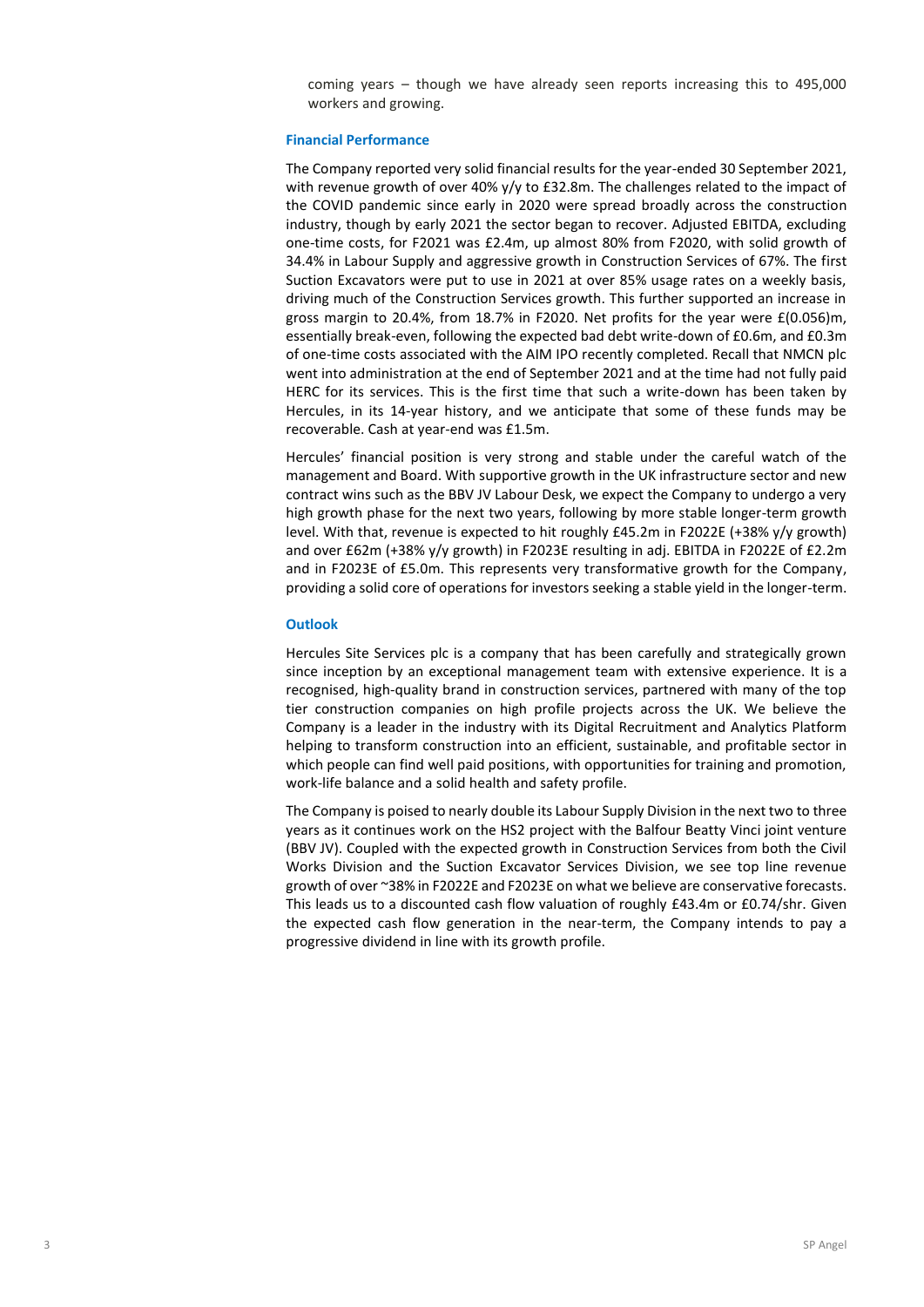coming years – though we have already seen reports increasing this to 495,000 workers and growing.

### Financial Performance

The Company reported very solid financial results for the year-ended 30 September 2021, with revenue growth of over 40% y/y to £32.8m. The challenges related to the impact of the COVID pandemic since early in 2020 were spread broadly across the construction industry, though by early 2021 the sector began to recover. Adjusted EBITDA, excluding one-time costs, for F2021 was £2.4m, up almost 80% from F2020, with solid growth of 34.4% in Labour Supply and aggressive growth in Construction Services of 67%. The first Suction Excavators were put to use in 2021 at over 85% usage rates on a weekly basis, driving much of the Construction Services growth. This further supported an increase in gross margin to 20.4%, from 18.7% in F2020. Net profits for the year were £(0.056)m, essentially break-even, following the expected bad debt write-down of £0.6m, and £0.3m of one-time costs associated with the AIM IPO recently completed. Recall that NMCN plc went into administration at the end of September 2021 and at the time had not fully paid HERC for its services. This is the first time that such a write-down has been taken by Hercules, in its 14-year history, and we anticipate that some of these funds may be recoverable. Cash at year-end was £1.5m.

Hercules' financial position is very strong and stable under the careful watch of the management and Board. With supportive growth in the UK infrastructure sector and new contract wins such as the BBV JV Labour Desk, we expect the Company to undergo a very high growth phase for the next two years, following by more stable longer-term growth level. With that, revenue is expected to hit roughly £45.2m in F2022E (+38% y/y growth) and over £62m (+38% y/y growth) in F2023E resulting in adj. EBITDA in F2022E of £2.2m and in F2023E of £5.0m. This represents very transformative growth for the Company, providing a solid core of operations for investors seeking a stable yield in the longer-term.

### Outlook

Hercules Site Services plc is a company that has been carefully and strategically grown since inception by an exceptional management team with extensive experience. It is a recognised, high-quality brand in construction services, partnered with many of the top tier construction companies on high profile projects across the UK. We believe the Company is a leader in the industry with its Digital Recruitment and Analytics Platform helping to transform construction into an efficient, sustainable, and profitable sector in which people can find well paid positions, with opportunities for training and promotion, work-life balance and a solid health and safety profile.

The Company is poised to nearly double its Labour Supply Division in the next two to three years as it continues work on the HS2 project with the Balfour Beatty Vinci joint venture (BBV JV). Coupled with the expected growth in Construction Services from both the Civil Works Division and the Suction Excavator Services Division, we see top line revenue growth of over ~38% in F2022E and F2023E on what we believe are conservative forecasts. This leads us to a discounted cash flow valuation of roughly £43.4m or £0.74/shr. Given the expected cash flow generation in the near-term, the Company intends to pay a progressive dividend in line with its growth profile.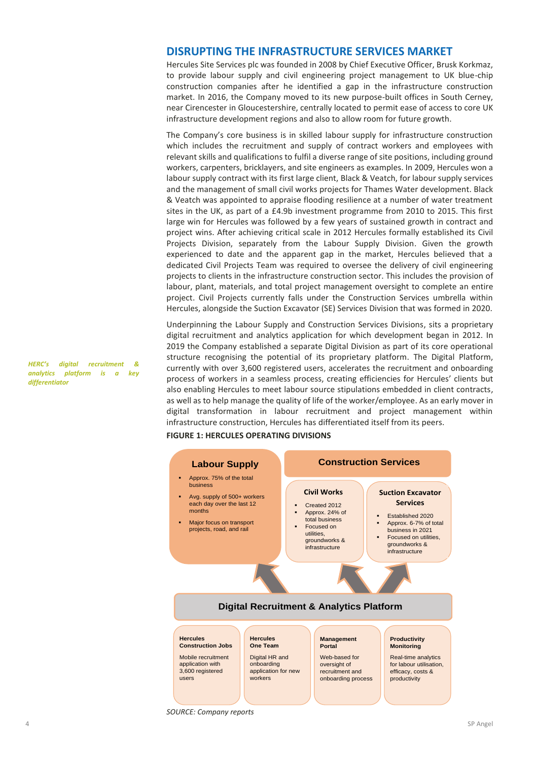## DISRUPTING THE INFRASTRUCTURE SERVICES MARKET

Hercules Site Services plc was founded in 2008 by Chief Executive Officer, Brusk Korkmaz, to provide labour supply and civil engineering project management to UK blue-chip construction companies after he identified a gap in the infrastructure construction market. In 2016, the Company moved to its new purpose-built offices in South Cerney, near Cirencester in Gloucestershire, centrally located to permit ease of access to core UK infrastructure development regions and also to allow room for future growth.

The Company's core business is in skilled labour supply for infrastructure construction which includes the recruitment and supply of contract workers and employees with relevant skills and qualifications to fulfil a diverse range of site positions, including ground workers, carpenters, bricklayers, and site engineers as examples. In 2009, Hercules won a labour supply contract with its first large client, Black & Veatch, for labour supply services and the management of small civil works projects for Thames Water development. Black & Veatch was appointed to appraise flooding resilience at a number of water treatment sites in the UK, as part of a £4.9b investment programme from 2010 to 2015. This first large win for Hercules was followed by a few years of sustained growth in contract and project wins. After achieving critical scale in 2012 Hercules formally established its Civil Projects Division, separately from the Labour Supply Division. Given the growth experienced to date and the apparent gap in the market, Hercules believed that a dedicated Civil Projects Team was required to oversee the delivery of civil engineering projects to clients in the infrastructure construction sector. This includes the provision of labour, plant, materials, and total project management oversight to complete an entire project. Civil Projects currently falls under the Construction Services umbrella within Hercules, alongside the Suction Excavator (SE) Services Division that was formed in 2020.

*HERC's digital recruitment & analytics platform is a key differentiator*

Underpinning the Labour Supply and Construction Services Divisions, sits a proprietary digital recruitment and analytics application for which development began in 2012. In 2019 the Company established a separate Digital Division as part of its core operational structure recognising the potential of its proprietary platform. The Digital Platform, currently with over 3,600 registered users, accelerates the recruitment and onboarding process of workers in a seamless process, creating efficiencies for Hercules' clients but also enabling Hercules to meet labour source stipulations embedded in client contracts, as well as to help manage the quality of life of the worker/employee. As an early mover in digital transformation in labour recruitment and project management within infrastructure construction, Hercules has differentiated itself from its peers.

**FIGURE 1: HERCULES OPERATING DIVISIONS**

**Labour Supply**
- Approx. 75% of the total business
- Avg. supply of 500+ workers each day over the last 12 months
- Major focus on transport projects, road, and rail

**Construction Services**

**Civil Works**
- Created 2012
- Approx. 24% of total business
- Focused on utilities, groundworks & infrastructure

**Suction Excavator Services**
- Established 2020
- Approx. 6-7% of total business in 2021
- Focused on utilities, groundworks & infrastructure

**Digital Recruitment & Analytics Platform**

**Hercules Construction Jobs**
Mobile recruitment application with 3,600 registered users

**Hercules One Team**
Digital HR and onboarding application for new workers

**Management Portal**
Web-based for oversight of recruitment and onboarding process

**Productivity Monitoring**
Real-time analytics for labour utilisation, efficacy, costs & productivity

*SOURCE: Company reports*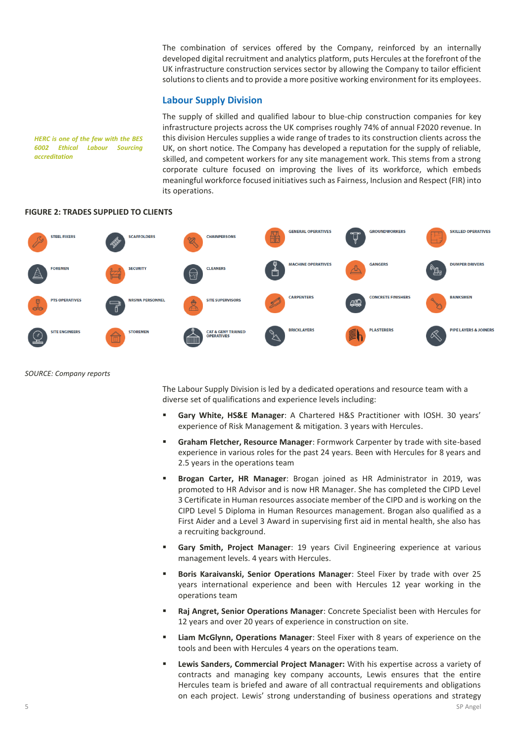The combination of services offered by the Company, reinforced by an internally developed digital recruitment and analytics platform, puts Hercules at the forefront of the UK infrastructure construction services sector by allowing the Company to tailor efficient solutions to clients and to provide a more positive working environment for its employees.

## Labour Supply Division

*HERC is one of the few with the BES 6002 Ethical Labour Sourcing accreditation*

The supply of skilled and qualified labour to blue-chip construction companies for key infrastructure projects across the UK comprises roughly 74% of annual F2020 revenue. In this division Hercules supplies a wide range of trades to its construction clients across the UK, on short notice. The Company has developed a reputation for the supply of reliable, skilled, and competent workers for any site management work. This stems from a strong corporate culture focused on improving the lives of its workforce, which embeds meaningful workforce focused initiatives such as Fairness, Inclusion and Respect (FIR) into its operations.

**FIGURE 2: TRADES SUPPLIED TO CLIENTS**

| | | | | | |
|---|---|---|---|---|---|
| STEEL FIXERS | SCAFFOLDERS | CHAINPERSONS | GENERAL OPERATIVES | GROUNDWORKERS | SKILLED OPERATIVES |
| FOREMEN | SECURITY | CLEANERS | MACHINE OPERATIVES | GANGERS | DUMPER DRIVERS |
| PTS OPERATIVES | NRSWA PERSONNEL | SITE SUPERVISORS | CARPENTERS | CONCRETE FINISHERS | BANKSMEN |
| SITE ENGINEERS | STOREMEN | CAT & GENY TRAINED OPERATIVES | BRICKLAYERS | PLASTERERS | PIPE LAYERS & JOINERS |

*SOURCE: Company reports*

The Labour Supply Division is led by a dedicated operations and resource team with a diverse set of qualifications and experience levels including:

- **Gary White, HS&E Manager**: A Chartered H&S Practitioner with IOSH. 30 years' experience of Risk Management & mitigation. 3 years with Hercules.
- **Graham Fletcher, Resource Manager**: Formwork Carpenter by trade with site-based experience in various roles for the past 24 years. Been with Hercules for 8 years and 2.5 years in the operations team
- **Brogan Carter, HR Manager**: Brogan joined as HR Administrator in 2019, was promoted to HR Advisor and is now HR Manager. She has completed the CIPD Level 3 Certificate in Human resources associate member of the CIPD and is working on the CIPD Level 5 Diploma in Human Resources management. Brogan also qualified as a First Aider and a Level 3 Award in supervising first aid in mental health, she also has a recruiting background.
- **Gary Smith, Project Manager**: 19 years Civil Engineering experience at various management levels. 4 years with Hercules.
- **Boris Karaivanski, Senior Operations Manager**: Steel Fixer by trade with over 25 years international experience and been with Hercules 12 year working in the operations team
- **Raj Angret, Senior Operations Manager**: Concrete Specialist been with Hercules for 12 years and over 20 years of experience in construction on site.
- **Liam McGlynn, Operations Manager**: Steel Fixer with 8 years of experience on the tools and been with Hercules 4 years on the operations team.
- **Lewis Sanders, Commercial Project Manager:** With his expertise across a variety of contracts and managing key company accounts, Lewis ensures that the entire Hercules team is briefed and aware of all contractual requirements and obligations on each project. Lewis' strong understanding of business operations and strategy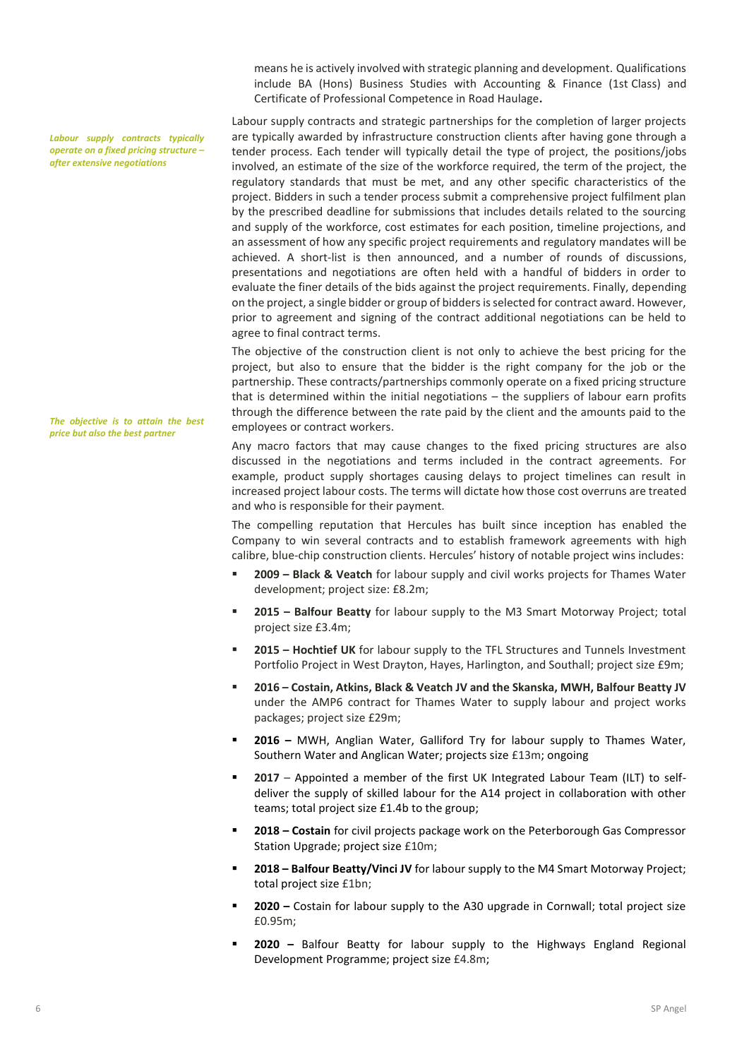means he is actively involved with strategic planning and development. Qualifications include BA (Hons) Business Studies with Accounting & Finance (1st Class) and Certificate of Professional Competence in Road Haulage**.**

***Labour supply contracts typically operate on a fixed pricing structure – after extensive negotiations***

Labour supply contracts and strategic partnerships for the completion of larger projects are typically awarded by infrastructure construction clients after having gone through a tender process. Each tender will typically detail the type of project, the positions/jobs involved, an estimate of the size of the workforce required, the term of the project, the regulatory standards that must be met, and any other specific characteristics of the project. Bidders in such a tender process submit a comprehensive project fulfilment plan by the prescribed deadline for submissions that includes details related to the sourcing and supply of the workforce, cost estimates for each position, timeline projections, and an assessment of how any specific project requirements and regulatory mandates will be achieved. A short-list is then announced, and a number of rounds of discussions, presentations and negotiations are often held with a handful of bidders in order to evaluate the finer details of the bids against the project requirements. Finally, depending on the project, a single bidder or group of bidders is selected for contract award. However, prior to agreement and signing of the contract additional negotiations can be held to agree to final contract terms.

***The objective is to attain the best price but also the best partner***

The objective of the construction client is not only to achieve the best pricing for the project, but also to ensure that the bidder is the right company for the job or the partnership. These contracts/partnerships commonly operate on a fixed pricing structure that is determined within the initial negotiations – the suppliers of labour earn profits through the difference between the rate paid by the client and the amounts paid to the employees or contract workers.

Any macro factors that may cause changes to the fixed pricing structures are also discussed in the negotiations and terms included in the contract agreements. For example, product supply shortages causing delays to project timelines can result in increased project labour costs. The terms will dictate how those cost overruns are treated and who is responsible for their payment.

The compelling reputation that Hercules has built since inception has enabled the Company to win several contracts and to establish framework agreements with high calibre, blue-chip construction clients. Hercules' history of notable project wins includes:

- **2009 – Black & Veatch** for labour supply and civil works projects for Thames Water development; project size: £8.2m;
- **2015 – Balfour Beatty** for labour supply to the M3 Smart Motorway Project; total project size £3.4m;
- **2015 – Hochtief UK** for labour supply to the TFL Structures and Tunnels Investment Portfolio Project in West Drayton, Hayes, Harlington, and Southall; project size £9m;
- **2016 – Costain, Atkins, Black & Veatch JV and the Skanska, MWH, Balfour Beatty JV** under the AMP6 contract for Thames Water to supply labour and project works packages; project size £29m;
- **2016 –** MWH, Anglian Water, Galliford Try for labour supply to Thames Water, Southern Water and Anglican Water; projects size £13m; ongoing
- **2017** – Appointed a member of the first UK Integrated Labour Team (ILT) to self-deliver the supply of skilled labour for the A14 project in collaboration with other teams; total project size £1.4b to the group;
- **2018 – Costain** for civil projects package work on the Peterborough Gas Compressor Station Upgrade; project size £10m;
- **2018 – Balfour Beatty/Vinci JV** for labour supply to the M4 Smart Motorway Project; total project size £1bn;
- **2020 –** Costain for labour supply to the A30 upgrade in Cornwall; total project size £0.95m;
- **2020 –** Balfour Beatty for labour supply to the Highways England Regional Development Programme; project size £4.8m;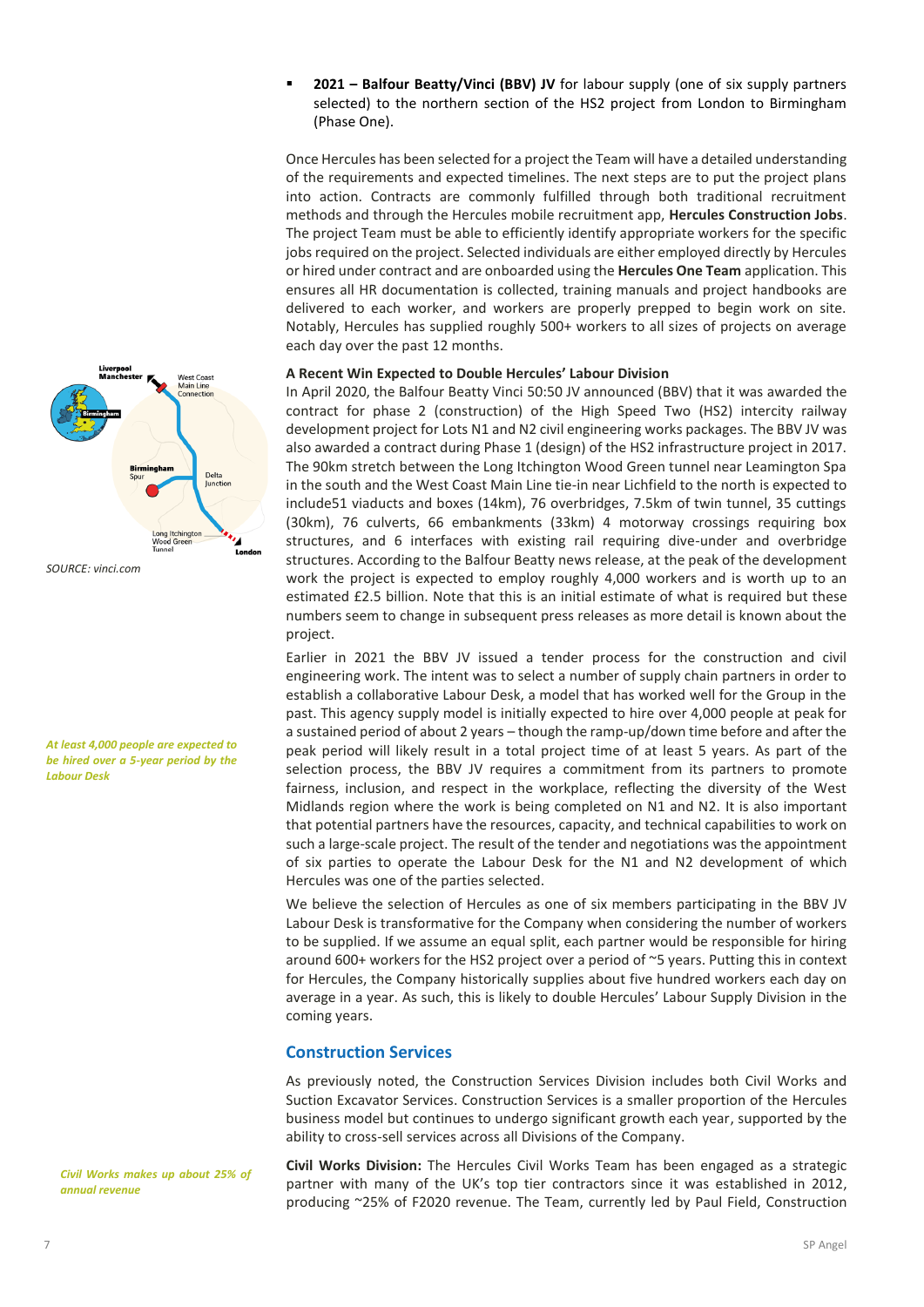- **2021 – Balfour Beatty/Vinci (BBV) JV** for labour supply (one of six supply partners selected) to the northern section of the HS2 project from London to Birmingham (Phase One).

Once Hercules has been selected for a project the Team will have a detailed understanding of the requirements and expected timelines. The next steps are to put the project plans into action. Contracts are commonly fulfilled through both traditional recruitment methods and through the Hercules mobile recruitment app, **Hercules Construction Jobs**. The project Team must be able to efficiently identify appropriate workers for the specific jobs required on the project. Selected individuals are either employed directly by Hercules or hired under contract and are onboarded using the **Hercules One Team** application. This ensures all HR documentation is collected, training manuals and project handbooks are delivered to each worker, and workers are properly prepped to begin work on site. Notably, Hercules has supplied roughly 500+ workers to all sizes of projects on average each day over the past 12 months.

SOURCE: vinci.com

### A Recent Win Expected to Double Hercules' Labour Division

In April 2020, the Balfour Beatty Vinci 50:50 JV announced (BBV) that it was awarded the contract for phase 2 (construction) of the High Speed Two (HS2) intercity railway development project for Lots N1 and N2 civil engineering works packages. The BBV JV was also awarded a contract during Phase 1 (design) of the HS2 infrastructure project in 2017. The 90km stretch between the Long Itchington Wood Green tunnel near Leamington Spa in the south and the West Coast Main Line tie-in near Lichfield to the north is expected to include51 viaducts and boxes (14km), 76 overbridges, 7.5km of twin tunnel, 35 cuttings (30km), 76 culverts, 66 embankments (33km) 4 motorway crossings requiring box structures, and 6 interfaces with existing rail requiring dive-under and overbridge structures. According to the Balfour Beatty news release, at the peak of the development work the project is expected to employ roughly 4,000 workers and is worth up to an estimated £2.5 billion. Note that this is an initial estimate of what is required but these numbers seem to change in subsequent press releases as more detail is known about the project.

*At least 4,000 people are expected to be hired over a 5-year period by the Labour Desk*

Earlier in 2021 the BBV JV issued a tender process for the construction and civil engineering work. The intent was to select a number of supply chain partners in order to establish a collaborative Labour Desk, a model that has worked well for the Group in the past. This agency supply model is initially expected to hire over 4,000 people at peak for a sustained period of about 2 years – though the ramp-up/down time before and after the peak period will likely result in a total project time of at least 5 years. As part of the selection process, the BBV JV requires a commitment from its partners to promote fairness, inclusion, and respect in the workplace, reflecting the diversity of the West Midlands region where the work is being completed on N1 and N2. It is also important that potential partners have the resources, capacity, and technical capabilities to work on such a large-scale project. The result of the tender and negotiations was the appointment of six parties to operate the Labour Desk for the N1 and N2 development of which Hercules was one of the parties selected.

We believe the selection of Hercules as one of six members participating in the BBV JV Labour Desk is transformative for the Company when considering the number of workers to be supplied. If we assume an equal split, each partner would be responsible for hiring around 600+ workers for the HS2 project over a period of ~5 years. Putting this in context for Hercules, the Company historically supplies about five hundred workers each day on average in a year. As such, this is likely to double Hercules' Labour Supply Division in the coming years.

## Construction Services

As previously noted, the Construction Services Division includes both Civil Works and Suction Excavator Services. Construction Services is a smaller proportion of the Hercules business model but continues to undergo significant growth each year, supported by the ability to cross-sell services across all Divisions of the Company.

*Civil Works makes up about 25% of annual revenue*

**Civil Works Division:** The Hercules Civil Works Team has been engaged as a strategic partner with many of the UK's top tier contractors since it was established in 2012, producing ~25% of F2020 revenue. The Team, currently led by Paul Field, Construction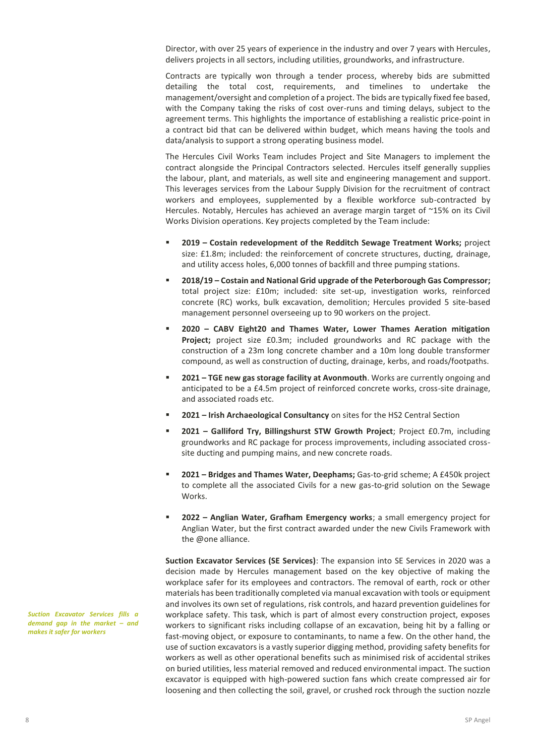Director, with over 25 years of experience in the industry and over 7 years with Hercules, delivers projects in all sectors, including utilities, groundworks, and infrastructure.

Contracts are typically won through a tender process, whereby bids are submitted detailing the total cost, requirements, and timelines to undertake the management/oversight and completion of a project. The bids are typically fixed fee based, with the Company taking the risks of cost over-runs and timing delays, subject to the agreement terms. This highlights the importance of establishing a realistic price-point in a contract bid that can be delivered within budget, which means having the tools and data/analysis to support a strong operating business model.

The Hercules Civil Works Team includes Project and Site Managers to implement the contract alongside the Principal Contractors selected. Hercules itself generally supplies the labour, plant, and materials, as well site and engineering management and support. This leverages services from the Labour Supply Division for the recruitment of contract workers and employees, supplemented by a flexible workforce sub-contracted by Hercules. Notably, Hercules has achieved an average margin target of ~15% on its Civil Works Division operations. Key projects completed by the Team include:

- **2019 – Costain redevelopment of the Redditch Sewage Treatment Works;** project size: £1.8m; included: the reinforcement of concrete structures, ducting, drainage, and utility access holes, 6,000 tonnes of backfill and three pumping stations.
- **2018/19 – Costain and National Grid upgrade of the Peterborough Gas Compressor;** total project size: £10m; included: site set-up, investigation works, reinforced concrete (RC) works, bulk excavation, demolition; Hercules provided 5 site-based management personnel overseeing up to 90 workers on the project.
- **2020 – CABV Eight20 and Thames Water, Lower Thames Aeration mitigation Project;** project size £0.3m; included groundworks and RC package with the construction of a 23m long concrete chamber and a 10m long double transformer compound, as well as construction of ducting, drainage, kerbs, and roads/footpaths.
- **2021 – TGE new gas storage facility at Avonmouth**. Works are currently ongoing and anticipated to be a £4.5m project of reinforced concrete works, cross-site drainage, and associated roads etc.
- **2021 – Irish Archaeological Consultancy** on sites for the HS2 Central Section
- **2021 – Galliford Try, Billingshurst STW Growth Project**; Project £0.7m, including groundworks and RC package for process improvements, including associated cross-site ducting and pumping mains, and new concrete roads.
- **2021 – Bridges and Thames Water, Deephams;** Gas-to-grid scheme; A £450k project to complete all the associated Civils for a new gas-to-grid solution on the Sewage Works.
- **2022 – Anglian Water, Grafham Emergency works**; a small emergency project for Anglian Water, but the first contract awarded under the new Civils Framework with the @one alliance.

*Suction Excavator Services fills a demand gap in the market – and makes it safer for workers*

**Suction Excavator Services (SE Services)**: The expansion into SE Services in 2020 was a decision made by Hercules management based on the key objective of making the workplace safer for its employees and contractors. The removal of earth, rock or other materials has been traditionally completed via manual excavation with tools or equipment and involves its own set of regulations, risk controls, and hazard prevention guidelines for workplace safety. This task, which is part of almost every construction project, exposes workers to significant risks including collapse of an excavation, being hit by a falling or fast-moving object, or exposure to contaminants, to name a few. On the other hand, the use of suction excavators is a vastly superior digging method, providing safety benefits for workers as well as other operational benefits such as minimised risk of accidental strikes on buried utilities, less material removed and reduced environmental impact. The suction excavator is equipped with high-powered suction fans which create compressed air for loosening and then collecting the soil, gravel, or crushed rock through the suction nozzle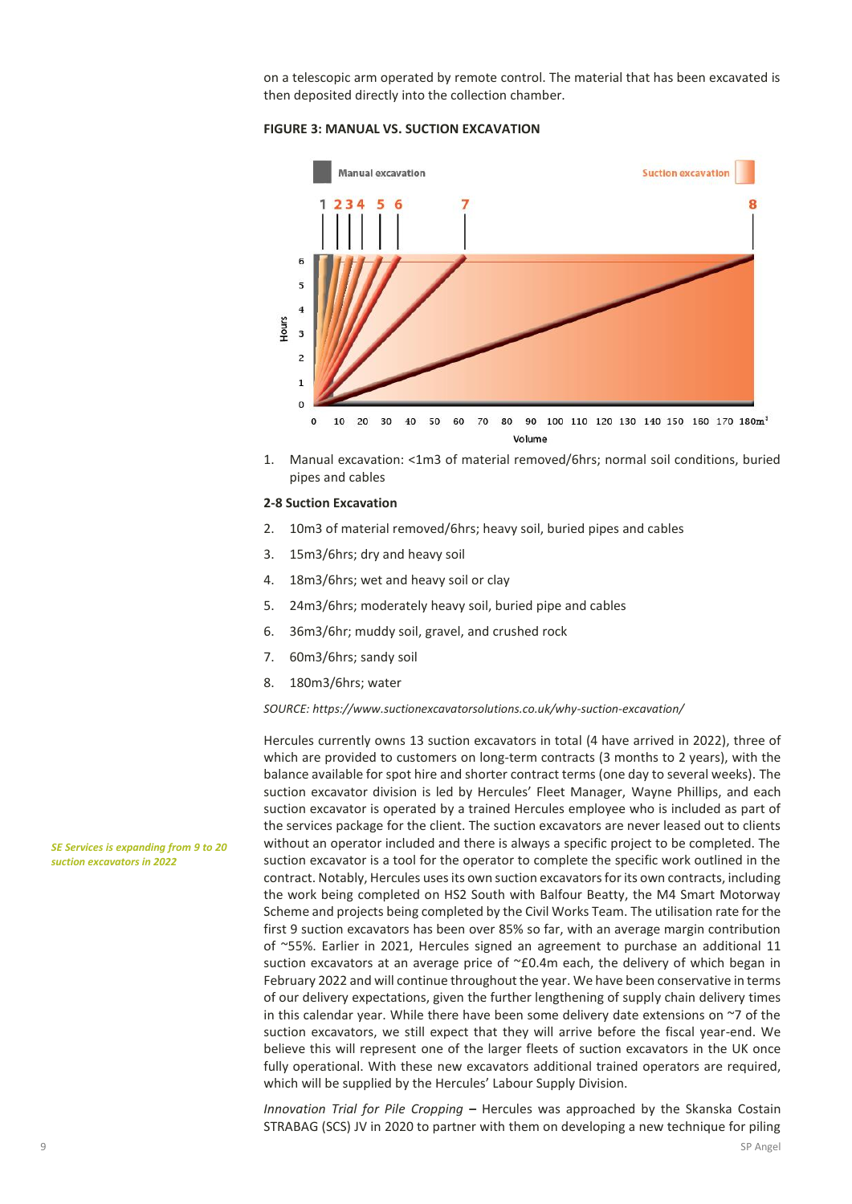on a telescopic arm operated by remote control. The material that has been excavated is then deposited directly into the collection chamber.

**FIGURE 3: MANUAL VS. SUCTION EXCAVATION**

1. Manual excavation: <1m3 of material removed/6hrs; normal soil conditions, buried pipes and cables

**2-8 Suction Excavation**

2. 10m3 of material removed/6hrs; heavy soil, buried pipes and cables
3. 15m3/6hrs; dry and heavy soil
4. 18m3/6hrs; wet and heavy soil or clay
5. 24m3/6hrs; moderately heavy soil, buried pipe and cables
6. 36m3/6hr; muddy soil, gravel, and crushed rock
7. 60m3/6hrs; sandy soil
8. 180m3/6hrs; water

*SOURCE: https://www.suctionexcavatorsolutions.co.uk/why-suction-excavation/*

*SE Services is expanding from 9 to 20 suction excavators in 2022*

Hercules currently owns 13 suction excavators in total (4 have arrived in 2022), three of which are provided to customers on long-term contracts (3 months to 2 years), with the balance available for spot hire and shorter contract terms (one day to several weeks). The suction excavator division is led by Hercules' Fleet Manager, Wayne Phillips, and each suction excavator is operated by a trained Hercules employee who is included as part of the services package for the client. The suction excavators are never leased out to clients without an operator included and there is always a specific project to be completed. The suction excavator is a tool for the operator to complete the specific work outlined in the contract. Notably, Hercules uses its own suction excavators for its own contracts, including the work being completed on HS2 South with Balfour Beatty, the M4 Smart Motorway Scheme and projects being completed by the Civil Works Team. The utilisation rate for the first 9 suction excavators has been over 85% so far, with an average margin contribution of ~55%. Earlier in 2021, Hercules signed an agreement to purchase an additional 11 suction excavators at an average price of ~£0.4m each, the delivery of which began in February 2022 and will continue throughout the year. We have been conservative in terms of our delivery expectations, given the further lengthening of supply chain delivery times in this calendar year. While there have been some delivery date extensions on ~7 of the suction excavators, we still expect that they will arrive before the fiscal year-end. We believe this will represent one of the larger fleets of suction excavators in the UK once fully operational. With these new excavators additional trained operators are required, which will be supplied by the Hercules' Labour Supply Division.

*Innovation Trial for Pile Cropping* **–** Hercules was approached by the Skanska Costain STRABAG (SCS) JV in 2020 to partner with them on developing a new technique for piling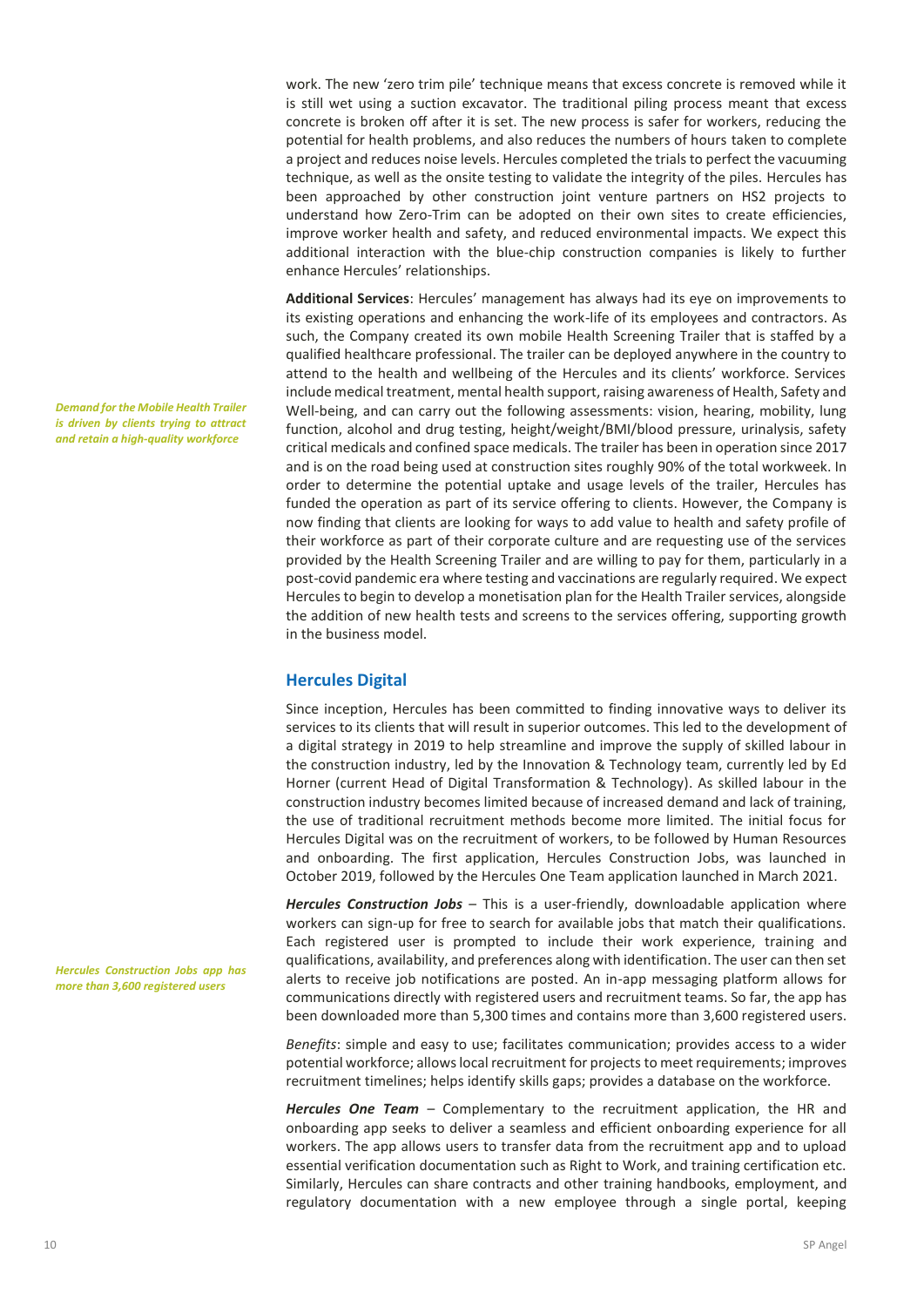work. The new 'zero trim pile' technique means that excess concrete is removed while it is still wet using a suction excavator. The traditional piling process meant that excess concrete is broken off after it is set. The new process is safer for workers, reducing the potential for health problems, and also reduces the numbers of hours taken to complete a project and reduces noise levels. Hercules completed the trials to perfect the vacuuming technique, as well as the onsite testing to validate the integrity of the piles. Hercules has been approached by other construction joint venture partners on HS2 projects to understand how Zero-Trim can be adopted on their own sites to create efficiencies, improve worker health and safety, and reduced environmental impacts. We expect this additional interaction with the blue-chip construction companies is likely to further enhance Hercules' relationships.

*Demand for the Mobile Health Trailer is driven by clients trying to attract and retain a high-quality workforce*

**Additional Services**: Hercules' management has always had its eye on improvements to its existing operations and enhancing the work-life of its employees and contractors. As such, the Company created its own mobile Health Screening Trailer that is staffed by a qualified healthcare professional. The trailer can be deployed anywhere in the country to attend to the health and wellbeing of the Hercules and its clients' workforce. Services include medical treatment, mental health support, raising awareness of Health, Safety and Well-being, and can carry out the following assessments: vision, hearing, mobility, lung function, alcohol and drug testing, height/weight/BMI/blood pressure, urinalysis, safety critical medicals and confined space medicals. The trailer has been in operation since 2017 and is on the road being used at construction sites roughly 90% of the total workweek. In order to determine the potential uptake and usage levels of the trailer, Hercules has funded the operation as part of its service offering to clients. However, the Company is now finding that clients are looking for ways to add value to health and safety profile of their workforce as part of their corporate culture and are requesting use of the services provided by the Health Screening Trailer and are willing to pay for them, particularly in a post-covid pandemic era where testing and vaccinations are regularly required. We expect Hercules to begin to develop a monetisation plan for the Health Trailer services, alongside the addition of new health tests and screens to the services offering, supporting growth in the business model.

## Hercules Digital

Since inception, Hercules has been committed to finding innovative ways to deliver its services to its clients that will result in superior outcomes. This led to the development of a digital strategy in 2019 to help streamline and improve the supply of skilled labour in the construction industry, led by the Innovation & Technology team, currently led by Ed Horner (current Head of Digital Transformation & Technology). As skilled labour in the construction industry becomes limited because of increased demand and lack of training, the use of traditional recruitment methods become more limited. The initial focus for Hercules Digital was on the recruitment of workers, to be followed by Human Resources and onboarding. The first application, Hercules Construction Jobs, was launched in October 2019, followed by the Hercules One Team application launched in March 2021.

*Hercules Construction Jobs app has more than 3,600 registered users*

***Hercules Construction Jobs*** – This is a user-friendly, downloadable application where workers can sign-up for free to search for available jobs that match their qualifications. Each registered user is prompted to include their work experience, training and qualifications, availability, and preferences along with identification. The user can then set alerts to receive job notifications are posted. An in-app messaging platform allows for communications directly with registered users and recruitment teams. So far, the app has been downloaded more than 5,300 times and contains more than 3,600 registered users.

*Benefits*: simple and easy to use; facilitates communication; provides access to a wider potential workforce; allows local recruitment for projects to meet requirements; improves recruitment timelines; helps identify skills gaps; provides a database on the workforce.

***Hercules One Team*** – Complementary to the recruitment application, the HR and onboarding app seeks to deliver a seamless and efficient onboarding experience for all workers. The app allows users to transfer data from the recruitment app and to upload essential verification documentation such as Right to Work, and training certification etc. Similarly, Hercules can share contracts and other training handbooks, employment, and regulatory documentation with a new employee through a single portal, keeping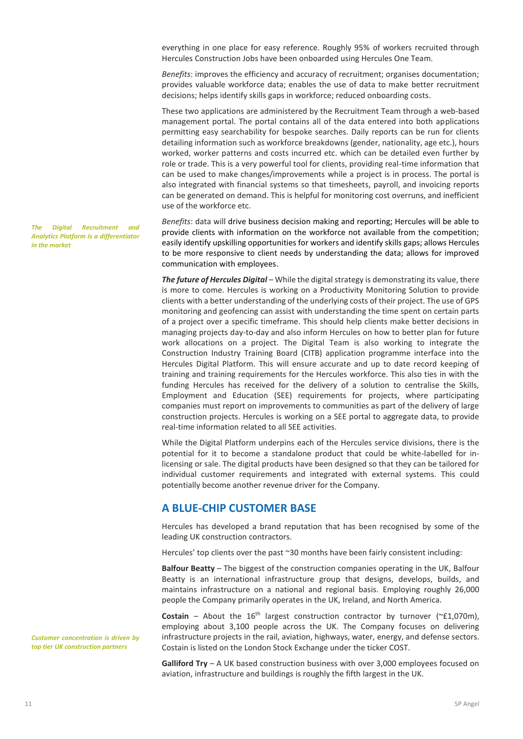everything in one place for easy reference. Roughly 95% of workers recruited through Hercules Construction Jobs have been onboarded using Hercules One Team.

*Benefits*: improves the efficiency and accuracy of recruitment; organises documentation; provides valuable workforce data; enables the use of data to make better recruitment decisions; helps identify skills gaps in workforce; reduced onboarding costs.

These two applications are administered by the Recruitment Team through a web-based management portal. The portal contains all of the data entered into both applications permitting easy searchability for bespoke searches. Daily reports can be run for clients detailing information such as workforce breakdowns (gender, nationality, age etc.), hours worked, worker patterns and costs incurred etc. which can be detailed even further by role or trade. This is a very powerful tool for clients, providing real-time information that can be used to make changes/improvements while a project is in process. The portal is also integrated with financial systems so that timesheets, payroll, and invoicing reports can be generated on demand. This is helpful for monitoring cost overruns, and inefficient use of the workforce etc.

***The Digital Recruitment and Analytics Platform is a differentiator in the market***

*Benefits*: data will drive business decision making and reporting; Hercules will be able to provide clients with information on the workforce not available from the competition; easily identify upskilling opportunities for workers and identify skills gaps; allows Hercules to be more responsive to client needs by understanding the data; allows for improved communication with employees.

***The future of Hercules Digital*** – While the digital strategy is demonstrating its value, there is more to come. Hercules is working on a Productivity Monitoring Solution to provide clients with a better understanding of the underlying costs of their project. The use of GPS monitoring and geofencing can assist with understanding the time spent on certain parts of a project over a specific timeframe. This should help clients make better decisions in managing projects day-to-day and also inform Hercules on how to better plan for future work allocations on a project. The Digital Team is also working to integrate the Construction Industry Training Board (CITB) application programme interface into the Hercules Digital Platform. This will ensure accurate and up to date record keeping of training and training requirements for the Hercules workforce. This also ties in with the funding Hercules has received for the delivery of a solution to centralise the Skills, Employment and Education (SEE) requirements for projects, where participating companies must report on improvements to communities as part of the delivery of large construction projects. Hercules is working on a SEE portal to aggregate data, to provide real-time information related to all SEE activities.

While the Digital Platform underpins each of the Hercules service divisions, there is the potential for it to become a standalone product that could be white-labelled for in-licensing or sale. The digital products have been designed so that they can be tailored for individual customer requirements and integrated with external systems. This could potentially become another revenue driver for the Company.

## A BLUE-CHIP CUSTOMER BASE

Hercules has developed a brand reputation that has been recognised by some of the leading UK construction contractors.

Hercules' top clients over the past ~30 months have been fairly consistent including:

**Balfour Beatty** – The biggest of the construction companies operating in the UK, Balfour Beatty is an international infrastructure group that designs, develops, builds, and maintains infrastructure on a national and regional basis. Employing roughly 26,000 people the Company primarily operates in the UK, Ireland, and North America.

***Customer concentration is driven by top tier UK construction partners***

**Costain** – About the 16th largest construction contractor by turnover (~£1,070m), employing about 3,100 people across the UK. The Company focuses on delivering infrastructure projects in the rail, aviation, highways, water, energy, and defense sectors. Costain is listed on the London Stock Exchange under the ticker COST.

**Galliford Try** – A UK based construction business with over 3,000 employees focused on aviation, infrastructure and buildings is roughly the fifth largest in the UK.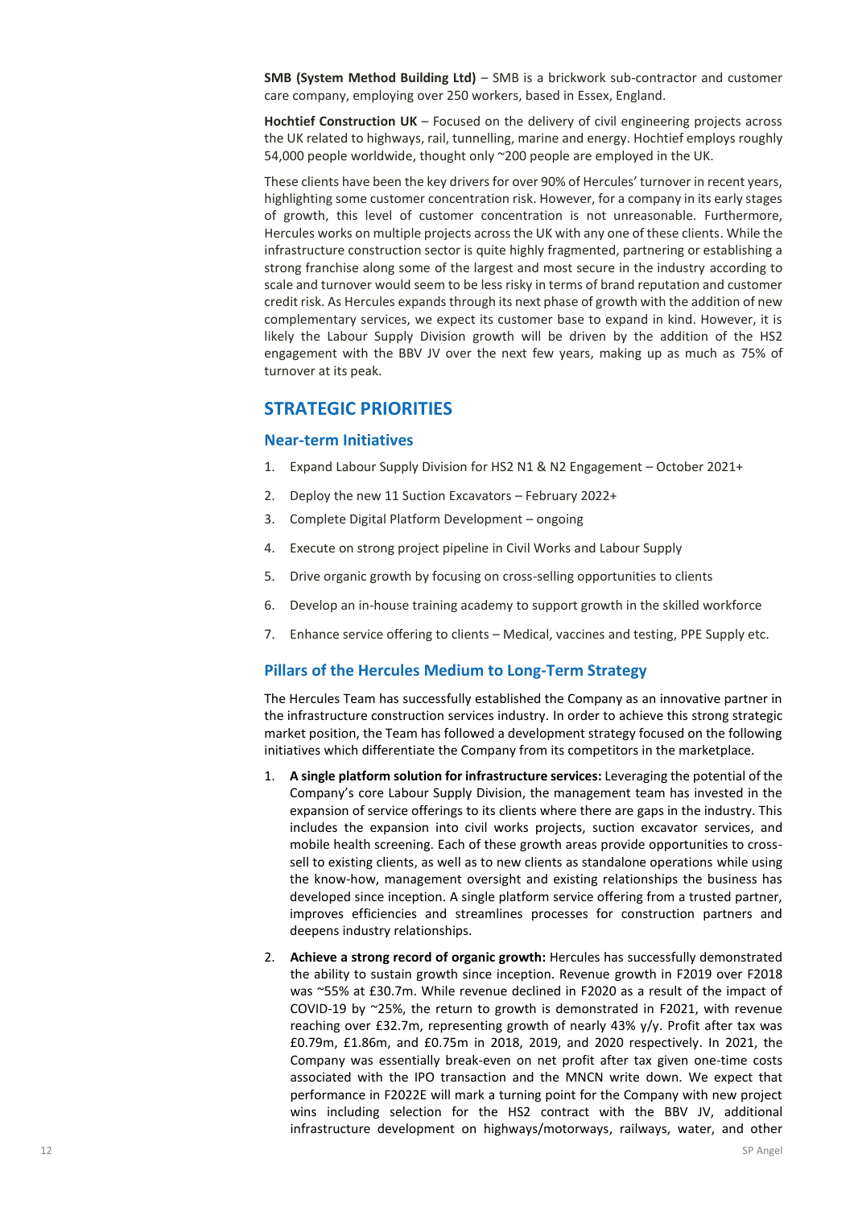**SMB (System Method Building Ltd)** – SMB is a brickwork sub-contractor and customer care company, employing over 250 workers, based in Essex, England.

**Hochtief Construction UK** – Focused on the delivery of civil engineering projects across the UK related to highways, rail, tunnelling, marine and energy. Hochtief employs roughly 54,000 people worldwide, thought only ~200 people are employed in the UK.

These clients have been the key drivers for over 90% of Hercules' turnover in recent years, highlighting some customer concentration risk. However, for a company in its early stages of growth, this level of customer concentration is not unreasonable. Furthermore, Hercules works on multiple projects across the UK with any one of these clients. While the infrastructure construction sector is quite highly fragmented, partnering or establishing a strong franchise along some of the largest and most secure in the industry according to scale and turnover would seem to be less risky in terms of brand reputation and customer credit risk. As Hercules expands through its next phase of growth with the addition of new complementary services, we expect its customer base to expand in kind. However, it is likely the Labour Supply Division growth will be driven by the addition of the HS2 engagement with the BBV JV over the next few years, making up as much as 75% of turnover at its peak.

## STRATEGIC PRIORITIES

### Near-term Initiatives

1. Expand Labour Supply Division for HS2 N1 & N2 Engagement – October 2021+
2. Deploy the new 11 Suction Excavators – February 2022+
3. Complete Digital Platform Development – ongoing
4. Execute on strong project pipeline in Civil Works and Labour Supply
5. Drive organic growth by focusing on cross-selling opportunities to clients
6. Develop an in-house training academy to support growth in the skilled workforce
7. Enhance service offering to clients – Medical, vaccines and testing, PPE Supply etc.

### Pillars of the Hercules Medium to Long-Term Strategy

The Hercules Team has successfully established the Company as an innovative partner in the infrastructure construction services industry. In order to achieve this strong strategic market position, the Team has followed a development strategy focused on the following initiatives which differentiate the Company from its competitors in the marketplace.

1. **A single platform solution for infrastructure services:** Leveraging the potential of the Company's core Labour Supply Division, the management team has invested in the expansion of service offerings to its clients where there are gaps in the industry. This includes the expansion into civil works projects, suction excavator services, and mobile health screening. Each of these growth areas provide opportunities to cross-sell to existing clients, as well as to new clients as standalone operations while using the know-how, management oversight and existing relationships the business has developed since inception. A single platform service offering from a trusted partner, improves efficiencies and streamlines processes for construction partners and deepens industry relationships.

2. **Achieve a strong record of organic growth:** Hercules has successfully demonstrated the ability to sustain growth since inception. Revenue growth in F2019 over F2018 was ~55% at £30.7m. While revenue declined in F2020 as a result of the impact of COVID-19 by ~25%, the return to growth is demonstrated in F2021, with revenue reaching over £32.7m, representing growth of nearly 43% y/y. Profit after tax was £0.79m, £1.86m, and £0.75m in 2018, 2019, and 2020 respectively. In 2021, the Company was essentially break-even on net profit after tax given one-time costs associated with the IPO transaction and the MNCN write down. We expect that performance in F2022E will mark a turning point for the Company with new project wins including selection for the HS2 contract with the BBV JV, additional infrastructure development on highways/motorways, railways, water, and other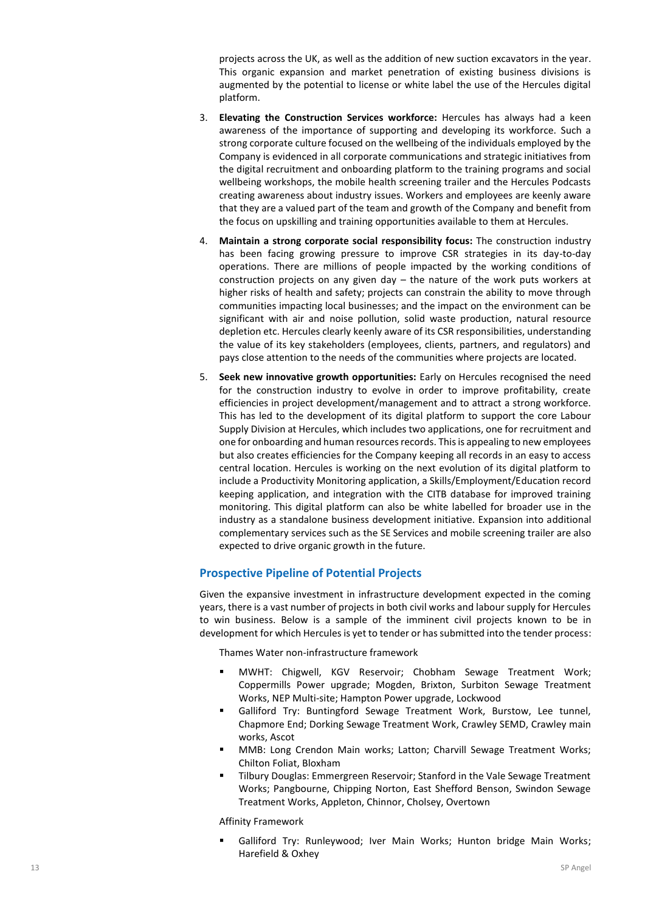projects across the UK, as well as the addition of new suction excavators in the year. This organic expansion and market penetration of existing business divisions is augmented by the potential to license or white label the use of the Hercules digital platform.

3. **Elevating the Construction Services workforce:** Hercules has always had a keen awareness of the importance of supporting and developing its workforce. Such a strong corporate culture focused on the wellbeing of the individuals employed by the Company is evidenced in all corporate communications and strategic initiatives from the digital recruitment and onboarding platform to the training programs and social wellbeing workshops, the mobile health screening trailer and the Hercules Podcasts creating awareness about industry issues. Workers and employees are keenly aware that they are a valued part of the team and growth of the Company and benefit from the focus on upskilling and training opportunities available to them at Hercules.

4. **Maintain a strong corporate social responsibility focus:** The construction industry has been facing growing pressure to improve CSR strategies in its day-to-day operations. There are millions of people impacted by the working conditions of construction projects on any given day – the nature of the work puts workers at higher risks of health and safety; projects can constrain the ability to move through communities impacting local businesses; and the impact on the environment can be significant with air and noise pollution, solid waste production, natural resource depletion etc. Hercules clearly keenly aware of its CSR responsibilities, understanding the value of its key stakeholders (employees, clients, partners, and regulators) and pays close attention to the needs of the communities where projects are located.

5. **Seek new innovative growth opportunities:** Early on Hercules recognised the need for the construction industry to evolve in order to improve profitability, create efficiencies in project development/management and to attract a strong workforce. This has led to the development of its digital platform to support the core Labour Supply Division at Hercules, which includes two applications, one for recruitment and one for onboarding and human resources records. This is appealing to new employees but also creates efficiencies for the Company keeping all records in an easy to access central location. Hercules is working on the next evolution of its digital platform to include a Productivity Monitoring application, a Skills/Employment/Education record keeping application, and integration with the CITB database for improved training monitoring. This digital platform can also be white labelled for broader use in the industry as a standalone business development initiative. Expansion into additional complementary services such as the SE Services and mobile screening trailer are also expected to drive organic growth in the future.

## Prospective Pipeline of Potential Projects

Given the expansive investment in infrastructure development expected in the coming years, there is a vast number of projects in both civil works and labour supply for Hercules to win business. Below is a sample of the imminent civil projects known to be in development for which Hercules is yet to tender or has submitted into the tender process:

Thames Water non-infrastructure framework

- MWHT: Chigwell, KGV Reservoir; Chobham Sewage Treatment Work; Coppermills Power upgrade; Mogden, Brixton, Surbiton Sewage Treatment Works, NEP Multi-site; Hampton Power upgrade, Lockwood
- Galliford Try: Buntingford Sewage Treatment Work, Burstow, Lee tunnel, Chapmore End; Dorking Sewage Treatment Work, Crawley SEMD, Crawley main works, Ascot
- MMB: Long Crendon Main works; Latton; Charvill Sewage Treatment Works; Chilton Foliat, Bloxham
- Tilbury Douglas: Emmergreen Reservoir; Stanford in the Vale Sewage Treatment Works; Pangbourne, Chipping Norton, East Shefford Benson, Swindon Sewage Treatment Works, Appleton, Chinnor, Cholsey, Overtown

Affinity Framework

- Galliford Try: Runleywood; Iver Main Works; Hunton bridge Main Works; Harefield & Oxhey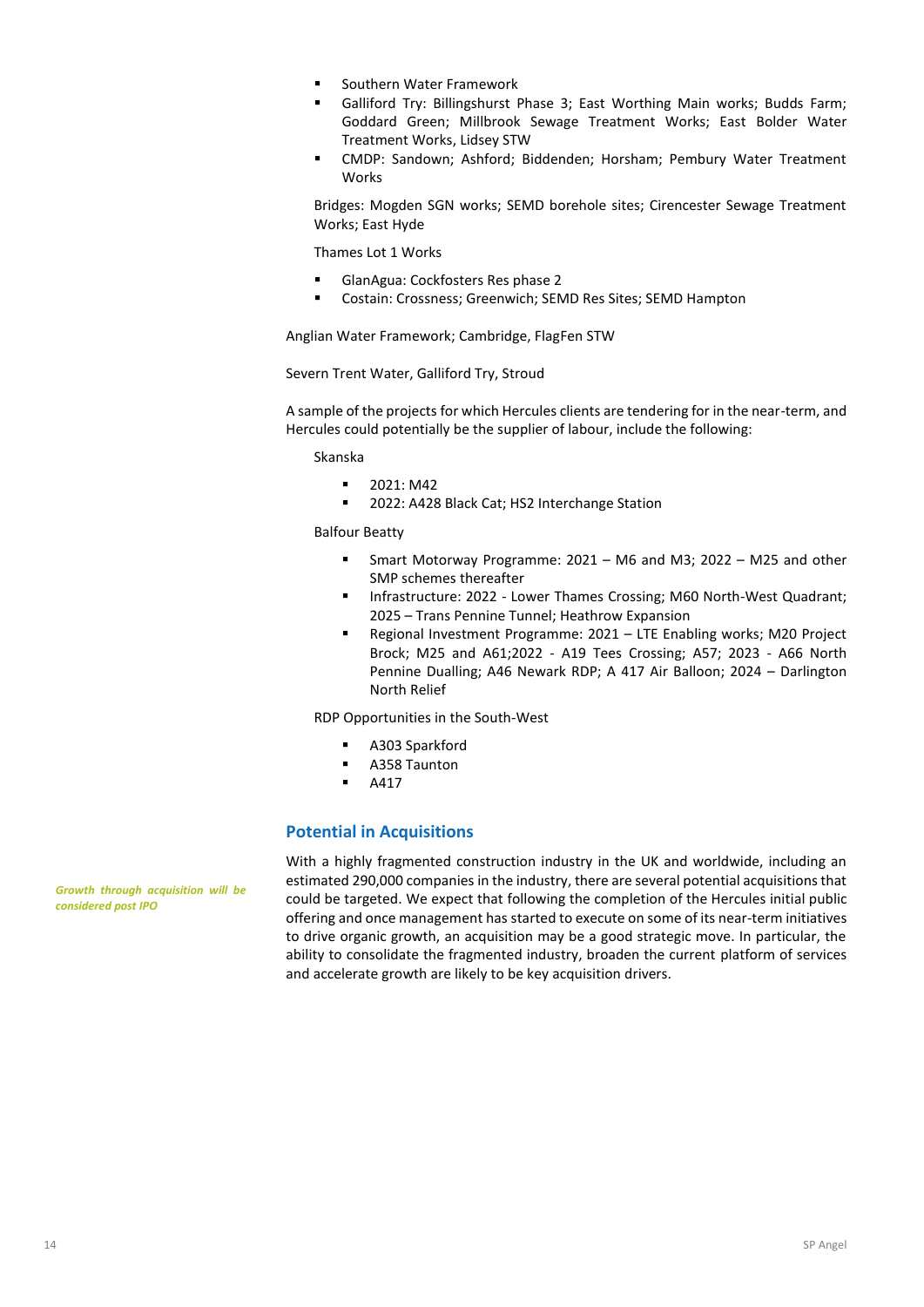- Southern Water Framework
- Galliford Try: Billingshurst Phase 3; East Worthing Main works; Budds Farm; Goddard Green; Millbrook Sewage Treatment Works; East Bolder Water Treatment Works, Lidsey STW
- CMDP: Sandown; Ashford; Biddenden; Horsham; Pembury Water Treatment Works

Bridges: Mogden SGN works; SEMD borehole sites; Cirencester Sewage Treatment Works; East Hyde

Thames Lot 1 Works

- GlanAgua: Cockfosters Res phase 2
- Costain: Crossness; Greenwich; SEMD Res Sites; SEMD Hampton

Anglian Water Framework; Cambridge, FlagFen STW

Severn Trent Water, Galliford Try, Stroud

A sample of the projects for which Hercules clients are tendering for in the near-term, and Hercules could potentially be the supplier of labour, include the following:

Skanska

- 2021: M42
- 2022: A428 Black Cat; HS2 Interchange Station

Balfour Beatty

- Smart Motorway Programme: 2021 – M6 and M3; 2022 – M25 and other SMP schemes thereafter
- Infrastructure: 2022 - Lower Thames Crossing; M60 North-West Quadrant; 2025 – Trans Pennine Tunnel; Heathrow Expansion
- Regional Investment Programme: 2021 – LTE Enabling works; M20 Project Brock; M25 and A61;2022 - A19 Tees Crossing; A57; 2023 - A66 North Pennine Dualling; A46 Newark RDP; A 417 Air Balloon; 2024 – Darlington North Relief

RDP Opportunities in the South-West

- A303 Sparkford
- A358 Taunton
- A417

## Potential in Acquisitions

*Growth through acquisition will be considered post IPO*

With a highly fragmented construction industry in the UK and worldwide, including an estimated 290,000 companies in the industry, there are several potential acquisitions that could be targeted. We expect that following the completion of the Hercules initial public offering and once management has started to execute on some of its near-term initiatives to drive organic growth, an acquisition may be a good strategic move. In particular, the ability to consolidate the fragmented industry, broaden the current platform of services and accelerate growth are likely to be key acquisition drivers.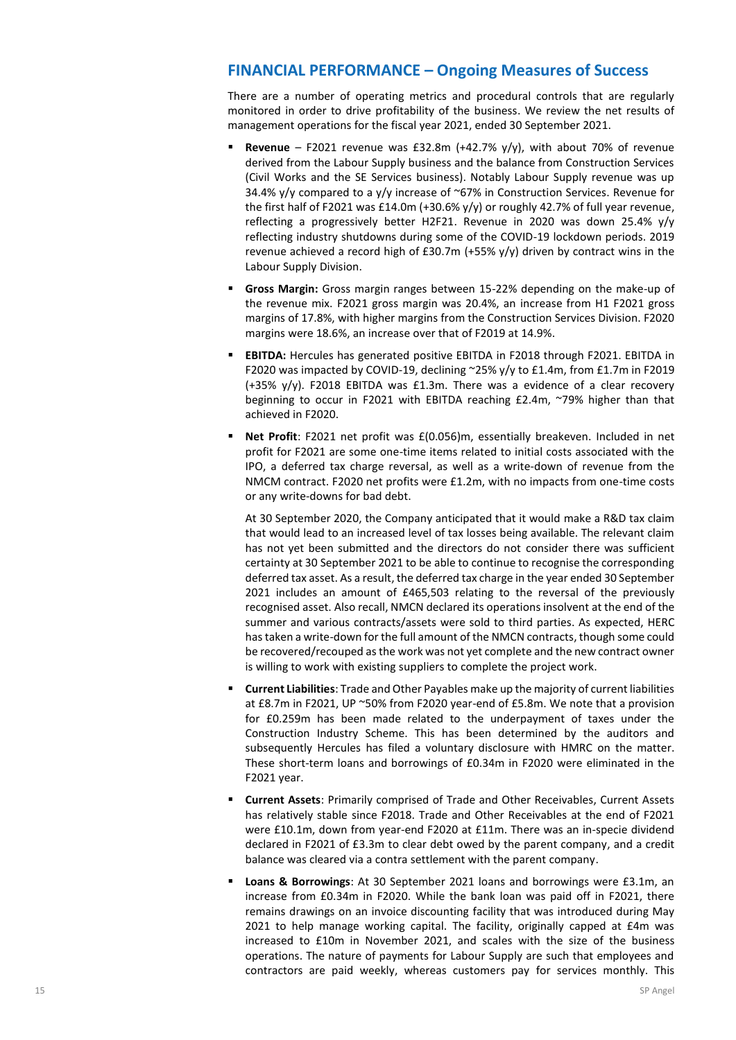## FINANCIAL PERFORMANCE – Ongoing Measures of Success

There are a number of operating metrics and procedural controls that are regularly monitored in order to drive profitability of the business. We review the net results of management operations for the fiscal year 2021, ended 30 September 2021.

- **Revenue** – F2021 revenue was £32.8m (+42.7% y/y), with about 70% of revenue derived from the Labour Supply business and the balance from Construction Services (Civil Works and the SE Services business). Notably Labour Supply revenue was up 34.4% y/y compared to a y/y increase of ~67% in Construction Services. Revenue for the first half of F2021 was £14.0m (+30.6% y/y) or roughly 42.7% of full year revenue, reflecting a progressively better H2F21. Revenue in 2020 was down 25.4% y/y reflecting industry shutdowns during some of the COVID-19 lockdown periods. 2019 revenue achieved a record high of £30.7m (+55% y/y) driven by contract wins in the Labour Supply Division.
- **Gross Margin:** Gross margin ranges between 15-22% depending on the make-up of the revenue mix. F2021 gross margin was 20.4%, an increase from H1 F2021 gross margins of 17.8%, with higher margins from the Construction Services Division. F2020 margins were 18.6%, an increase over that of F2019 at 14.9%.
- **EBITDA:** Hercules has generated positive EBITDA in F2018 through F2021. EBITDA in F2020 was impacted by COVID-19, declining ~25% y/y to £1.4m, from £1.7m in F2019 (+35% y/y). F2018 EBITDA was £1.3m. There was a evidence of a clear recovery beginning to occur in F2021 with EBITDA reaching £2.4m, ~79% higher than that achieved in F2020.
- **Net Profit**: F2021 net profit was £(0.056)m, essentially breakeven. Included in net profit for F2021 are some one-time items related to initial costs associated with the IPO, a deferred tax charge reversal, as well as a write-down of revenue from the NMCM contract. F2020 net profits were £1.2m, with no impacts from one-time costs or any write-downs for bad debt.

  At 30 September 2020, the Company anticipated that it would make a R&D tax claim that would lead to an increased level of tax losses being available. The relevant claim has not yet been submitted and the directors do not consider there was sufficient certainty at 30 September 2021 to be able to continue to recognise the corresponding deferred tax asset. As a result, the deferred tax charge in the year ended 30 September 2021 includes an amount of £465,503 relating to the reversal of the previously recognised asset. Also recall, NMCN declared its operations insolvent at the end of the summer and various contracts/assets were sold to third parties. As expected, HERC has taken a write-down for the full amount of the NMCN contracts, though some could be recovered/recouped as the work was not yet complete and the new contract owner is willing to work with existing suppliers to complete the project work.
- **Current Liabilities**: Trade and Other Payables make up the majority of current liabilities at £8.7m in F2021, UP ~50% from F2020 year-end of £5.8m. We note that a provision for £0.259m has been made related to the underpayment of taxes under the Construction Industry Scheme. This has been determined by the auditors and subsequently Hercules has filed a voluntary disclosure with HMRC on the matter. These short-term loans and borrowings of £0.34m in F2020 were eliminated in the F2021 year.
- **Current Assets**: Primarily comprised of Trade and Other Receivables, Current Assets has relatively stable since F2018. Trade and Other Receivables at the end of F2021 were £10.1m, down from year-end F2020 at £11m. There was an in-specie dividend declared in F2021 of £3.3m to clear debt owed by the parent company, and a credit balance was cleared via a contra settlement with the parent company.
- **Loans & Borrowings**: At 30 September 2021 loans and borrowings were £3.1m, an increase from £0.34m in F2020. While the bank loan was paid off in F2021, there remains drawings on an invoice discounting facility that was introduced during May 2021 to help manage working capital. The facility, originally capped at £4m was increased to £10m in November 2021, and scales with the size of the business operations. The nature of payments for Labour Supply are such that employees and contractors are paid weekly, whereas customers pay for services monthly. This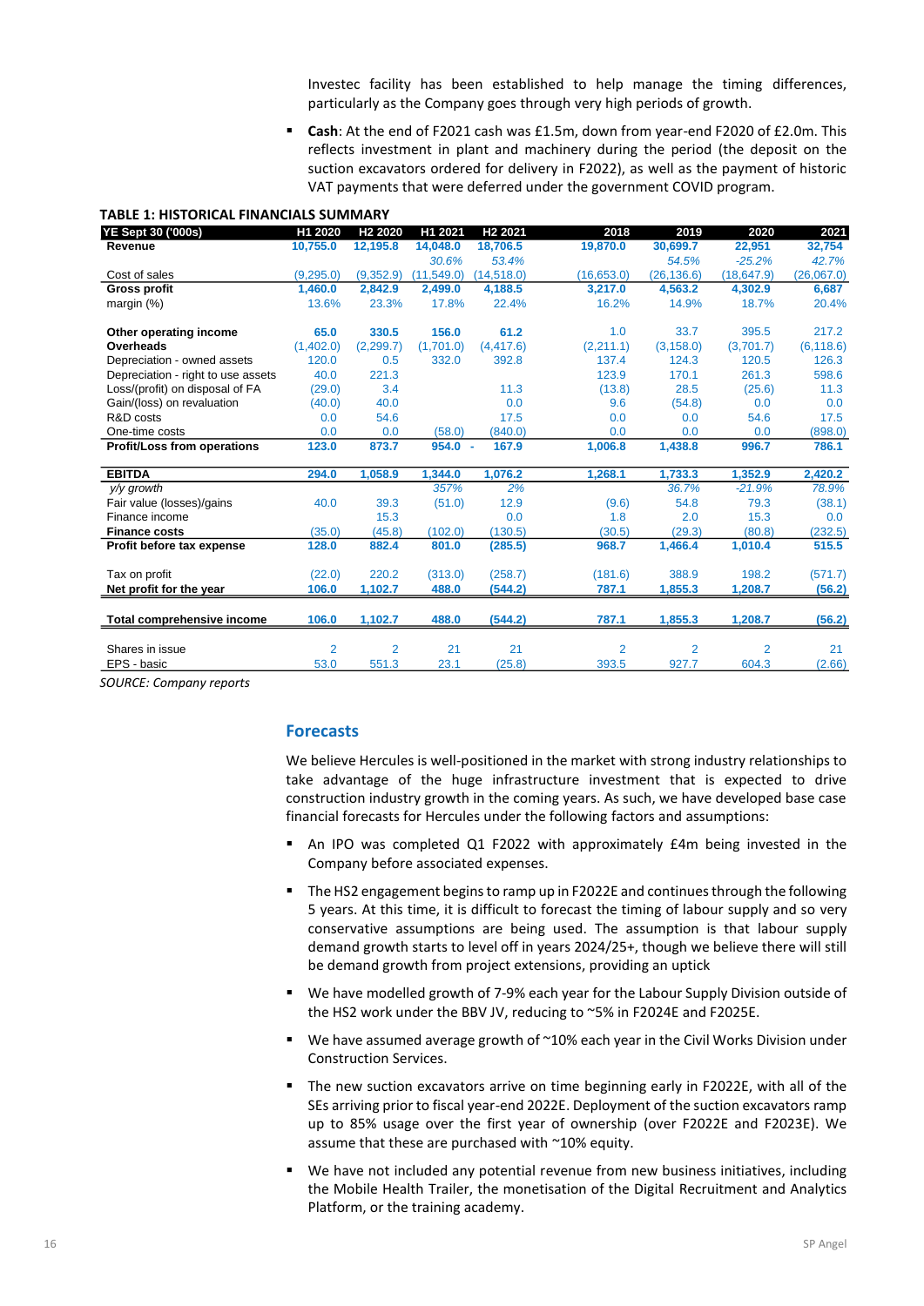Investec facility has been established to help manage the timing differences, particularly as the Company goes through very high periods of growth.

- **Cash**: At the end of F2021 cash was £1.5m, down from year-end F2020 of £2.0m. This reflects investment in plant and machinery during the period (the deposit on the suction excavators ordered for delivery in F2022), as well as the payment of historic VAT payments that were deferred under the government COVID program.

**TABLE 1: HISTORICAL FINANCIALS SUMMARY**

| YE Sept 30 ('000s) | H1 2020 | H2 2020 | H1 2021 | H2 2021 | 2018 | 2019 | 2020 | 2021 |
|---|---|---|---|---|---|---|---|---|
| **Revenue** | **10,755.0** | **12,195.8** | **14,048.0** | **18,706.5** | **19,870.0** | **30,699.7** | **22,951** | **32,754** |
| | | | *30.6%* | *53.4%* | | *54.5%* | *-25.2%* | *42.7%* |
| Cost of sales | (9,295.0) | (9,352.9) | (11,549.0) | (14,518.0) | (16,653.0) | (26,136.6) | (18,647.9) | (26,067.0) |
| **Gross profit** | **1,460.0** | **2,842.9** | **2,499.0** | **4,188.5** | **3,217.0** | **4,563.2** | **4,302.9** | **6,687** |
| margin (%) | 13.6% | 23.3% | 17.8% | 22.4% | 16.2% | 14.9% | 18.7% | 20.4% |
| | | | | | | | | |
| **Other operating income** | **65.0** | **330.5** | **156.0** | **61.2** | 1.0 | 33.7 | 395.5 | 217.2 |
| **Overheads** | (1,402.0) | (2,299.7) | (1,701.0) | (4,417.6) | (2,211.1) | (3,158.0) | (3,701.7) | (6,118.6) |
| Depreciation - owned assets | 120.0 | 0.5 | 332.0 | 392.8 | 137.4 | 124.3 | 120.5 | 126.3 |
| Depreciation - right to use assets | 40.0 | 221.3 | | | 123.9 | 170.1 | 261.3 | 598.6 |
| Loss/(profit) on disposal of FA | (29.0) | 3.4 | | 11.3 | (13.8) | 28.5 | (25.6) | 11.3 |
| Gain/(loss) on revaluation | (40.0) | 40.0 | | 0.0 | 9.6 | (54.8) | 0.0 | 0.0 |
| R&D costs | 0.0 | 54.6 | | 17.5 | 0.0 | 0.0 | 54.6 | 17.5 |
| One-time costs | 0.0 | 0.0 | (58.0) | (840.0) | 0.0 | 0.0 | 0.0 | (898.0) |
| **Profit/Loss from operations** | **123.0** | **873.7** | **954.0** - | **167.9** | **1,006.8** | **1,438.8** | **996.7** | **786.1** |
| | | | | | | | | |
| **EBITDA** | **294.0** | **1,058.9** | **1,344.0** | **1,076.2** | **1,268.1** | **1,733.3** | **1,352.9** | **2,420.2** |
| *y/y growth* | | | *357%* | *2%* | | *36.7%* | *-21.9%* | *78.9%* |
| Fair value (losses)/gains | 40.0 | 39.3 | (51.0) | 12.9 | (9.6) | 54.8 | 79.3 | (38.1) |
| Finance income | | 15.3 | | 0.0 | 1.8 | 2.0 | 15.3 | 0.0 |
| **Finance costs** | (35.0) | (45.8) | (102.0) | (130.5) | (30.5) | (29.3) | (80.8) | (232.5) |
| **Profit before tax expense** | **128.0** | **882.4** | **801.0** | **(285.5)** | **968.7** | **1,466.4** | **1,010.4** | **515.5** |
| | | | | | | | | |
| Tax on profit | (22.0) | 220.2 | (313.0) | (258.7) | (181.6) | 388.9 | 198.2 | (571.7) |
| **Net profit for the year** | **106.0** | **1,102.7** | **488.0** | **(544.2)** | **787.1** | **1,855.3** | **1,208.7** | **(56.2)** |
| | | | | | | | | |
| **Total comprehensive income** | **106.0** | **1,102.7** | **488.0** | **(544.2)** | **787.1** | **1,855.3** | **1,208.7** | **(56.2)** |
| | | | | | | | | |
| Shares in issue | 2 | 2 | 21 | 21 | 2 | 2 | 2 | 21 |
| EPS - basic | 53.0 | 551.3 | 23.1 | (25.8) | 393.5 | 927.7 | 604.3 | (2.66) |

*SOURCE: Company reports*

## Forecasts

We believe Hercules is well-positioned in the market with strong industry relationships to take advantage of the huge infrastructure investment that is expected to drive construction industry growth in the coming years. As such, we have developed base case financial forecasts for Hercules under the following factors and assumptions:

- An IPO was completed Q1 F2022 with approximately £4m being invested in the Company before associated expenses.
- The HS2 engagement begins to ramp up in F2022E and continues through the following 5 years. At this time, it is difficult to forecast the timing of labour supply and so very conservative assumptions are being used. The assumption is that labour supply demand growth starts to level off in years 2024/25+, though we believe there will still be demand growth from project extensions, providing an uptick
- We have modelled growth of 7-9% each year for the Labour Supply Division outside of the HS2 work under the BBV JV, reducing to ~5% in F2024E and F2025E.
- We have assumed average growth of ~10% each year in the Civil Works Division under Construction Services.
- The new suction excavators arrive on time beginning early in F2022E, with all of the SEs arriving prior to fiscal year-end 2022E. Deployment of the suction excavators ramp up to 85% usage over the first year of ownership (over F2022E and F2023E). We assume that these are purchased with ~10% equity.
- We have not included any potential revenue from new business initiatives, including the Mobile Health Trailer, the monetisation of the Digital Recruitment and Analytics Platform, or the training academy.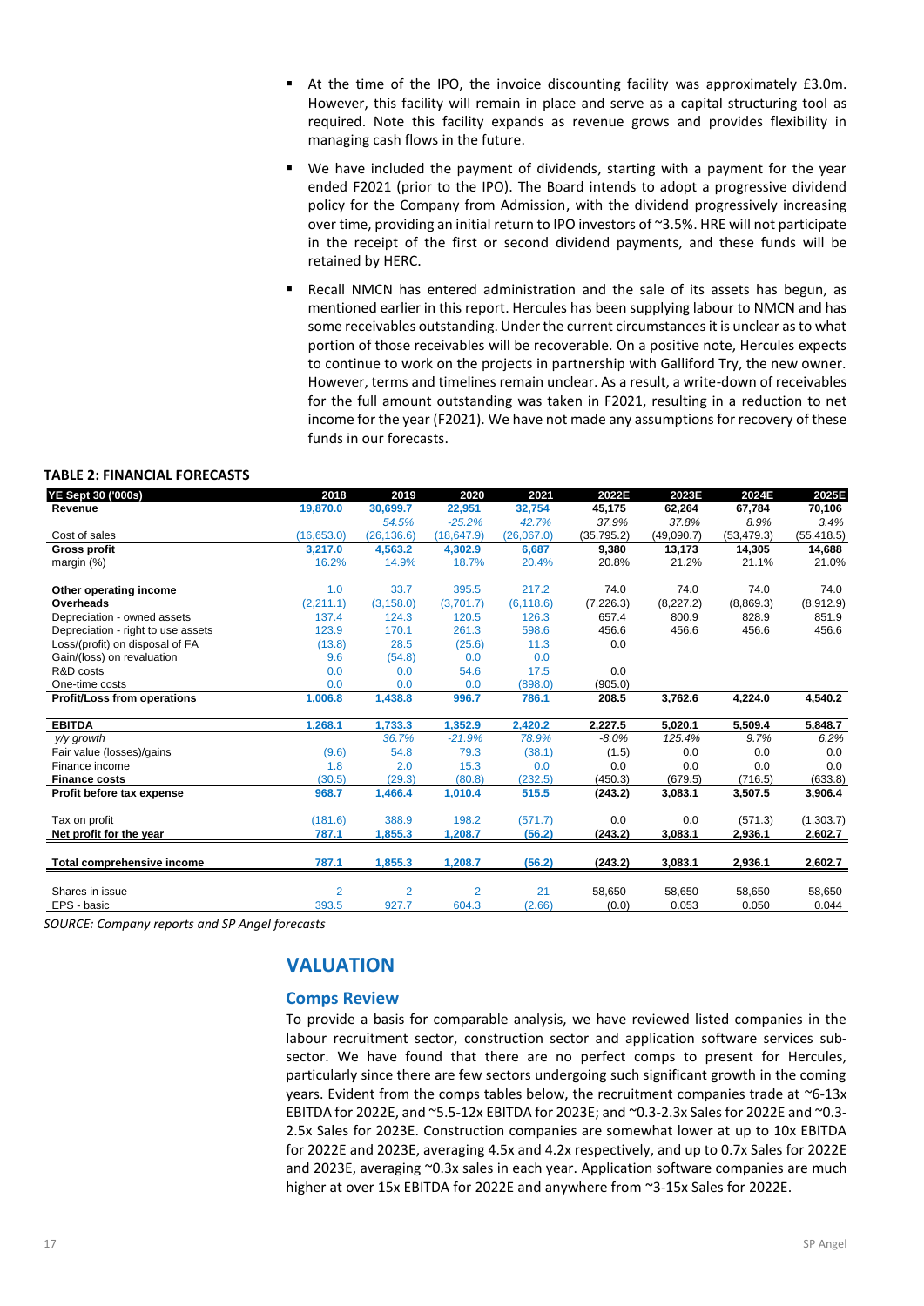- At the time of the IPO, the invoice discounting facility was approximately £3.0m. However, this facility will remain in place and serve as a capital structuring tool as required. Note this facility expands as revenue grows and provides flexibility in managing cash flows in the future.
- We have included the payment of dividends, starting with a payment for the year ended F2021 (prior to the IPO). The Board intends to adopt a progressive dividend policy for the Company from Admission, with the dividend progressively increasing over time, providing an initial return to IPO investors of ~3.5%. HRE will not participate in the receipt of the first or second dividend payments, and these funds will be retained by HERC.
- Recall NMCN has entered administration and the sale of its assets has begun, as mentioned earlier in this report. Hercules has been supplying labour to NMCN and has some receivables outstanding. Under the current circumstances it is unclear as to what portion of those receivables will be recoverable. On a positive note, Hercules expects to continue to work on the projects in partnership with Galliford Try, the new owner. However, terms and timelines remain unclear. As a result, a write-down of receivables for the full amount outstanding was taken in F2021, resulting in a reduction to net income for the year (F2021). We have not made any assumptions for recovery of these funds in our forecasts.

**TABLE 2: FINANCIAL FORECASTS**

| YE Sept 30 ('000s) | 2018 | 2019 | 2020 | 2021 | 2022E | 2023E | 2024E | 2025E |
|---|---|---|---|---|---|---|---|---|
| **Revenue** | **19,870.0** | **30,699.7** | **22,951** | **32,754** | **45,175** | **62,264** | **67,784** | **70,106** |
| | | *54.5%* | *-25.2%* | *42.7%* | *37.9%* | *37.8%* | *8.9%* | *3.4%* |
| Cost of sales | (16,653.0) | (26,136.6) | (18,647.9) | (26,067.0) | (35,795.2) | (49,090.7) | (53,479.3) | (55,418.5) |
| **Gross profit** | **3,217.0** | **4,563.2** | **4,302.9** | **6,687** | **9,380** | **13,173** | **14,305** | **14,688** |
| margin (%) | 16.2% | 14.9% | 18.7% | 20.4% | 20.8% | 21.2% | 21.1% | 21.0% |
| | | | | | | | | |
| **Other operating income** | 1.0 | 33.7 | 395.5 | 217.2 | 74.0 | 74.0 | 74.0 | 74.0 |
| **Overheads** | (2,211.1) | (3,158.0) | (3,701.7) | (6,118.6) | (7,226.3) | (8,227.2) | (8,869.3) | (8,912.9) |
| Depreciation - owned assets | 137.4 | 124.3 | 120.5 | 126.3 | 657.4 | 800.9 | 828.9 | 851.9 |
| Depreciation - right to use assets | 123.9 | 170.1 | 261.3 | 598.6 | 456.6 | 456.6 | 456.6 | 456.6 |
| Loss/(profit) on disposal of FA | (13.8) | 28.5 | (25.6) | 11.3 | 0.0 | | | |
| Gain/(loss) on revaluation | 9.6 | (54.8) | 0.0 | 0.0 | | | | |
| R&D costs | 0.0 | 0.0 | 54.6 | 17.5 | 0.0 | | | |
| One-time costs | 0.0 | 0.0 | 0.0 | (898.0) | (905.0) | | | |
| **Profit/Loss from operations** | **1,006.8** | **1,438.8** | **996.7** | **786.1** | **208.5** | **3,762.6** | **4,224.0** | **4,540.2** |
| | | | | | | | | |
| **EBITDA** | **1,268.1** | **1,733.3** | **1,352.9** | **2,420.2** | **2,227.5** | **5,020.1** | **5,509.4** | **5,848.7** |
| *y/y growth* | | *36.7%* | *-21.9%* | *78.9%* | *-8.0%* | *125.4%* | *9.7%* | *6.2%* |
| Fair value (losses)/gains | (9.6) | 54.8 | 79.3 | (38.1) | (1.5) | 0.0 | 0.0 | 0.0 |
| Finance income | 1.8 | 2.0 | 15.3 | 0.0 | 0.0 | 0.0 | 0.0 | 0.0 |
| **Finance costs** | (30.5) | (29.3) | (80.8) | (232.5) | (450.3) | (679.5) | (716.5) | (633.8) |
| **Profit before tax expense** | **968.7** | **1,466.4** | **1,010.4** | **515.5** | **(243.2)** | **3,083.1** | **3,507.5** | **3,906.4** |
| | | | | | | | | |
| Tax on profit | (181.6) | 388.9 | 198.2 | (571.7) | 0.0 | 0.0 | (571.3) | (1,303.7) |
| **Net profit for the year** | **787.1** | **1,855.3** | **1,208.7** | **(56.2)** | **(243.2)** | **3,083.1** | **2,936.1** | **2,602.7** |
| | | | | | | | | |
| **Total comprehensive income** | **787.1** | **1,855.3** | **1,208.7** | **(56.2)** | **(243.2)** | **3,083.1** | **2,936.1** | **2,602.7** |
| | | | | | | | | |
| Shares in issue | 2 | 2 | 2 | 21 | 58,650 | 58,650 | 58,650 | 58,650 |
| EPS - basic | 393.5 | 927.7 | 604.3 | (2.66) | (0.0) | 0.053 | 0.050 | 0.044 |

*SOURCE: Company reports and SP Angel forecasts*

## VALUATION

### Comps Review

To provide a basis for comparable analysis, we have reviewed listed companies in the labour recruitment sector, construction sector and application software services sub-sector. We have found that there are no perfect comps to present for Hercules, particularly since there are few sectors undergoing such significant growth in the coming years. Evident from the comps tables below, the recruitment companies trade at ~6-13x EBITDA for 2022E, and ~5.5-12x EBITDA for 2023E; and ~0.3-2.3x Sales for 2022E and ~0.3-2.5x Sales for 2023E. Construction companies are somewhat lower at up to 10x EBITDA for 2022E and 2023E, averaging 4.5x and 4.2x respectively, and up to 0.7x Sales for 2022E and 2023E, averaging ~0.3x sales in each year. Application software companies are much higher at over 15x EBITDA for 2022E and anywhere from ~3-15x Sales for 2022E.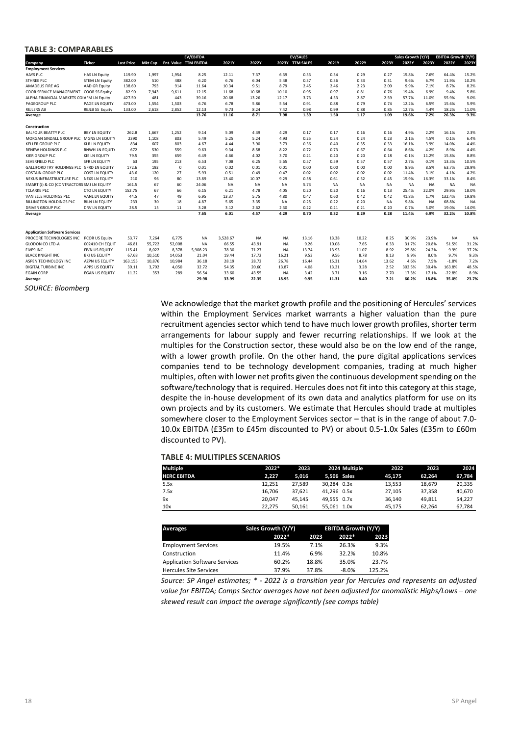## TABLE 3: COMPARABLES

| Company | Ticker | Last Price | Mkt Cap | Ent. Value | EV/EBITDA TTM EBITDA | 2021Y | 2022Y | 2023Y | EV/SALES TTM SALES | 2021Y | 2022Y | 2023Y | Sales Growth (Y/Y) 2022Y | 2023Y | EBITDA Growth (Y/Y) 2022Y | 2023Y |
|---|---|---|---|---|---|---|---|---|---|---|---|---|---|---|---|---|
| **Employment Services** | | | | | | | | | | | | | | | | |
| HAYS PLC | HAS LN Equity | 119.90 | 1,997 | 1,954 | 8.25 | 12.11 | 7.37 | 6.39 | 0.33 | 0.34 | 0.29 | 0.27 | 15.8% | 7.6% | 64.4% | 15.2% |
| STHREE PLC | STEM LN Equity | 382.00 | 510 | 488 | 6.20 | 6.76 | 6.04 | 5.48 | 0.37 | 0.36 | 0.33 | 0.31 | 9.6% | 6.7% | 11.9% | 10.2% |
| AMADEUS FIRE AG | AAD GR Equity | 138.60 | 793 | 914 | 11.64 | 10.34 | 9.51 | 8.79 | 2.45 | 2.46 | 2.23 | 2.09 | 9.9% | 7.1% | 8.7% | 8.2% |
| COOR SERVICE MANAGEMENT | COOR SS Equity | 82.90 | 7,943 | 9,611 | 12.15 | 11.68 | 10.68 | 10.10 | 0.95 | 0.97 | 0.81 | 0.76 | 19.4% | 6.9% | 9.4% | 5.8% |
| ALPHA FINANCIAL MARKETS CO | AFM LN Equity | 427.50 | 481 | 443 | 39.16 | 20.68 | 13.26 | 12.17 | 3.73 | 4.53 | 2.87 | 2.59 | 57.7% | 11.0% | 55.9% | 9.0% |
| PAGEGROUP PLC | PAGE LN EQUITY | 473.00 | 1,554 | 1,503 | 6.76 | 6.78 | 5.86 | 5.54 | 0.91 | 0.88 | 0.79 | 0.74 | 12.2% | 6.5% | 15.6% | 5.9% |
| REJLERS AB | REJLB SS Equity | 133.00 | 2,618 | 2,852 | 12.13 | 9.73 | 8.24 | 7.42 | 0.98 | 0.99 | 0.88 | 0.85 | 12.7% | 4.4% | 18.2% | 11.0% |
| **Average** | | | | | **13.76** | **11.16** | **8.71** | **7.98** | **1.39** | **1.50** | **1.17** | **1.09** | **19.6%** | **7.2%** | **26.3%** | **9.3%** |
| **Construction** | | | | | | | | | | | | | | | | |
| BALFOUR BEATTY PLC | BBY LN EQUITY | 262.8 | 1,667 | 1,252 | 9.14 | 5.09 | 4.39 | 4.29 | 0.17 | 0.17 | 0.16 | 0.16 | 4.9% | 2.2% | 16.1% | 2.3% |
| MORGAN SINDALL GROUP PLC | MGNS LN EQUITY | 2390 | 1,108 | 803 | 5.49 | 5.25 | 5.24 | 4.93 | 0.25 | 0.24 | 0.24 | 0.23 | 2.1% | 4.5% | 0.1% | 6.4% |
| KELLER GROUP PLC | KLR LN EQUITY | 834 | 607 | 803 | 4.67 | 4.44 | 3.90 | 3.73 | 0.36 | 0.40 | 0.35 | 0.33 | 16.1% | 3.9% | 14.0% | 4.4% |
| RENEW HOLDINGS PLC | RNWH LN EQUITY | 672 | 530 | 559 | 9.63 | 9.34 | 8.58 | 8.22 | 0.72 | 0.73 | 0.67 | 0.64 | 8.6% | 4.2% | 8.9% | 4.4% |
| KIER GROUP PLC | KIE LN EQUITY | 79.5 | 355 | 659 | 6.49 | 4.66 | 4.02 | 3.70 | 0.21 | 0.20 | 0.20 | 0.18 | -0.1% | 11.2% | 15.8% | 8.8% |
| SEVERFIELD PLC | SFR LN EQUITY | 63 | 195 | 213 | 6.53 | 7.08 | 6.25 | 5.65 | 0.57 | 0.59 | 0.57 | 0.57 | 2.7% | 0.1% | 13.3% | 10.5% |
| GALLIFORD TRY HOLDINGS PLC | GFRD LN EQUITY | 172.6 | 192 | 0 | 0.01 | 0.02 | 0.01 | 0.01 | 0.00 | 0.00 | 0.00 | 0.00 | 8.9% | 8.5% | 63.7% | 28.9% |
| COSTAIN GROUP PLC | COST LN EQUITY | 43.6 | 120 | 27 | 5.93 | 0.51 | 0.49 | 0.47 | 0.02 | 0.02 | 0.02 | 0.02 | 11.4% | 3.1% | 4.1% | 4.2% |
| NEXUS INFRASTRUCTURE PLC | NEXS LN EQUITY | 210 | 96 | 80 | 13.89 | 13.40 | 10.07 | 9.29 | 0.58 | 0.61 | 0.52 | 0.45 | 15.9% | 16.3% | 33.1% | 8.4% |
| SMART (J) & CO (CONTRACTORS | SMJ LN EQUITY | 161.5 | 67 | 60 | 24.06 | NA | NA | NA | 5.73 | NA | NA | NA | NA | NA | NA | NA |
| TCLARKE PLC | CTO LN EQUITY | 152.75 | 67 | 66 | 6.15 | 6.21 | 4.78 | 4.05 | 0.20 | 0.20 | 0.16 | 0.13 | 25.4% | 22.0% | 29.9% | 18.0% |
| VAN ELLE HOLDINGS PLC | VANL LN EQUITY | 44.5 | 47 | 49 | 6.95 | 13.37 | 5.75 | 4.80 | 0.47 | 0.60 | 0.42 | 0.42 | 41.8% | 1.7% | 132.4% | 19.8% |
| BILLINGTON HOLDINGS PLC | BILN LN EQUITY | 233 | 30 | 18 | 4.87 | 5.65 | 3.35 | NA | 0.25 | 0.22 | 0.20 | NA | 9.8% | NA | 68.8% | NA |
| DRIVER GROUP PLC | DRV LN EQUITY | 28.5 | 15 | 11 | 3.28 | 3.12 | 2.62 | 2.30 | 0.22 | 0.21 | 0.21 | 0.20 | 0.7% | 5.0% | 19.0% | 14.0% |
| **Average** | | | | | **7.65** | **6.01** | **4.57** | **4.29** | **0.70** | **0.32** | **0.29** | **0.28** | **11.4%** | **6.9%** | **32.2%** | **10.8%** |
| **Application Software Services** | | | | | | | | | | | | | | | | |
| PROCORE TECHNOLOGIES INC | PCOR US Equity | 53.77 | 7,264 | 6,775 | NA | 3,528.67 | NA | NA | 13.16 | 13.38 | 10.22 | 8.25 | 30.9% | 23.9% | NA | NA |
| GLODON CO LTD-A | 002410 CH EQUIT | 46.81 | 55,722 | 52,008 | NA | 66.55 | 43.91 | NA | 9.26 | 10.08 | 7.65 | 6.33 | 31.7% | 20.8% | 51.5% | 31.2% |
| FIVE9 INC | FIVN US EQUITY | 115.41 | 8,022 | 8,378 | 5,908.23 | 78.30 | 71.27 | NA | 13.74 | 13.93 | 11.07 | 8.92 | 25.8% | 24.2% | 9.9% | 37.2% |
| BLACK KNIGHT INC | BKI US EQUITY | 67.68 | 10,510 | 14,053 | 21.04 | 19.44 | 17.72 | 16.21 | 9.53 | 9.56 | 8.78 | 8.13 | 8.9% | 8.0% | 9.7% | 9.3% |
| ASPEN TECHNOLOGY INC | AZPN US EQUITY | 163.155 | 10,876 | 10,984 | 36.18 | 28.19 | 28.72 | 26.78 | 16.44 | 15.31 | 14.64 | 13.62 | 4.6% | 7.5% | -1.8% | 7.2% |
| DIGITAL TURBINE INC | APPS US EQUITY | 39.11 | 3,792 | 4,050 | 32.72 | 54.35 | 20.60 | 13.87 | 4.08 | 13.21 | 3.28 | 2.52 | 302.5% | 30.4% | 163.8% | 48.5% |
| EGAIN CORP | EGAN US EQUITY | 11.22 | 353 | 289 | 56.54 | 33.60 | 43.55 | NA | 3.42 | 3.71 | 3.16 | 2.70 | 17.3% | 17.1% | -22.8% | 8.9% |
| **Average** | | | | | **29.98** | **33.99** | **22.35** | **18.95** | **9.95** | **11.31** | **8.40** | **7.21** | **60.2%** | **18.8%** | **35.0%** | **23.7%** |

*SOURCE: Bloomberg*

We acknowledge that the market growth profile and the positioning of Hercules' services within the Employment Services market warrants a higher valuation than the pure recruitment agencies sector which tend to have much lower growth profiles, shorter term arrangements for labour supply and fewer recurring relationships. If we look at the multiples for the Construction sector, these would also be on the low end of the range, with a lower growth profile. On the other hand, the pure digital applications services companies tend to be technology development companies, trading at much higher multiples, often with lower net profits given the continuous development spending on the software/technology that is required. Hercules does not fit into this category at this stage, despite the in-house development of its own data and analytics platform for use on its own projects and by its customers. We estimate that Hercules should trade at multiples somewhere closer to the Employment Services sector – that is in the range of about 7.0-10.0x EBITDA (£35m to £45m discounted to PV) or about 0.5-1.0x Sales (£35m to £60m discounted to PV).

## TABLE 4: MULITIPLES SCENARIOS

| Multiple | 2022* | 2023 | 2024 | Multiple | 2022 | 2023 | 2024 |
|---|---|---|---|---|---|---|---|
| **HERC EBITDA** | **2,227** | **5,016** | **5,506** | **Sales** | **45,175** | **62,264** | **67,784** |
| 5.5x | 12,251 | 27,589 | 30,284 | 0.3x | 13,553 | 18,679 | 20,335 |
| 7.5x | 16,706 | 37,621 | 41,296 | 0.5x | 27,105 | 37,358 | 40,670 |
| 9x | 20,047 | 45,145 | 49,555 | 0.7x | 36,140 | 49,811 | 54,227 |
| 10x | 22,275 | 50,161 | 55,061 | 1.0x | 45,175 | 62,264 | 67,784 |

| Averages | Sales Growth (Y/Y) 2022* | 2023 | EBITDA Growth (Y/Y) 2022* | 2023 |
|---|---|---|---|---|
| Employment Services | 19.5% | 7.1% | 26.3% | 9.3% |
| Construction | 11.4% | 6.9% | 32.2% | 10.8% |
| Application Software Services | 60.2% | 18.8% | 35.0% | 23.7% |
| Hercules Site Services | 37.9% | 37.8% | -8.0% | 125.2% |

*Source: SP Angel estimates; * - 2022 is a transition year for Hercules and represents an adjusted value for EBITDA; Comps Sector averages have not been adjusted for anomalistic Highs/Lows – one skewed result can impact the average significantly (see comps table)*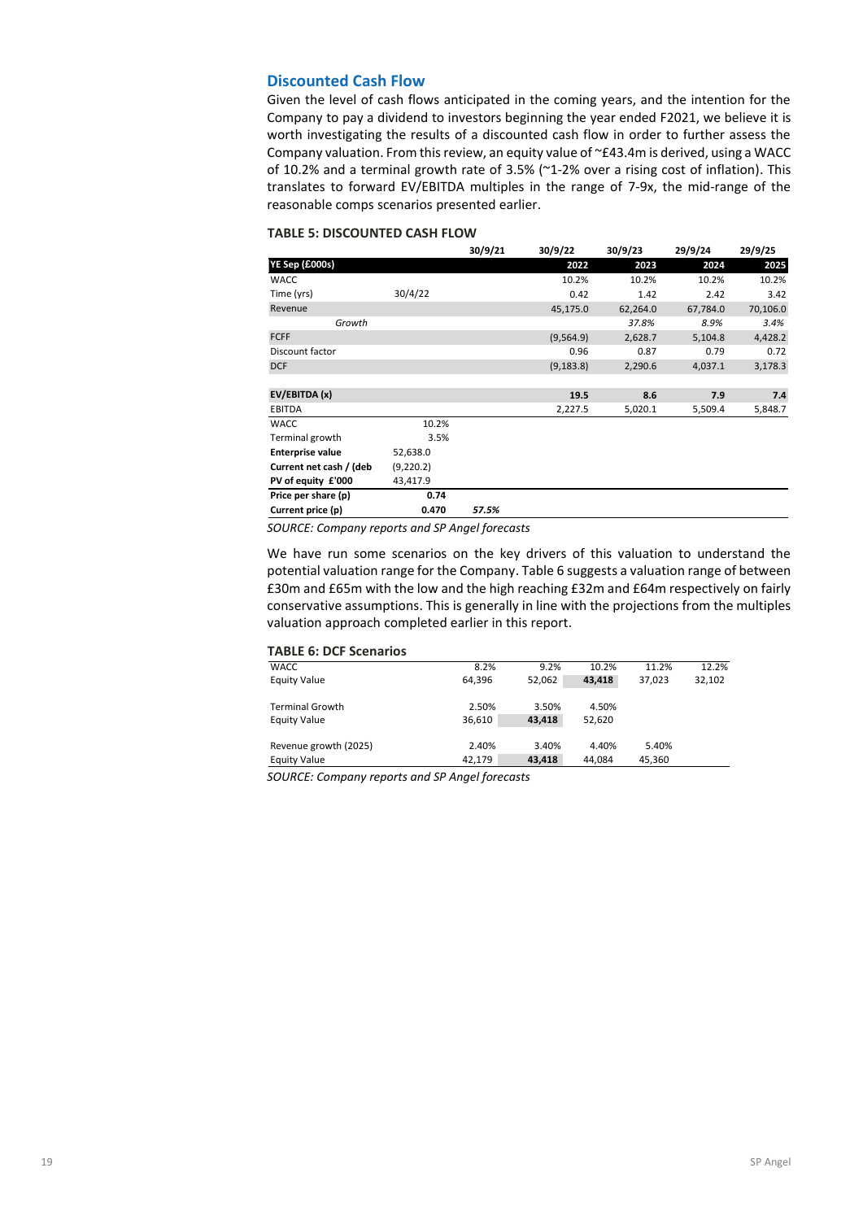## Discounted Cash Flow

Given the level of cash flows anticipated in the coming years, and the intention for the Company to pay a dividend to investors beginning the year ended F2021, we believe it is worth investigating the results of a discounted cash flow in order to further assess the Company valuation. From this review, an equity value of ~£43.4m is derived, using a WACC of 10.2% and a terminal growth rate of 3.5% (~1-2% over a rising cost of inflation). This translates to forward EV/EBITDA multiples in the range of 7-9x, the mid-range of the reasonable comps scenarios presented earlier.

**TABLE 5: DISCOUNTED CASH FLOW**

| | | 30/9/21 | 30/9/22 | 30/9/23 | 29/9/24 | 29/9/25 |
|---|---|---|---|---|---|---|
| **YE Sep (£000s)** | | | **2022** | **2023** | **2024** | **2025** |
| WACC | | | 10.2% | 10.2% | 10.2% | 10.2% |
| Time (yrs) | 30/4/22 | | 0.42 | 1.42 | 2.42 | 3.42 |
| Revenue | | | 45,175.0 | 62,264.0 | 67,784.0 | 70,106.0 |
| *Growth* | | | | *37.8%* | *8.9%* | *3.4%* |
| FCFF | | | (9,564.9) | 2,628.7 | 5,104.8 | 4,428.2 |
| Discount factor | | | 0.96 | 0.87 | 0.79 | 0.72 |
| DCF | | | (9,183.8) | 2,290.6 | 4,037.1 | 3,178.3 |
| | | | | | | |
| **EV/EBITDA (x)** | | | **19.5** | **8.6** | **7.9** | **7.4** |
| EBITDA | | | 2,227.5 | 5,020.1 | 5,509.4 | 5,848.7 |
| WACC | 10.2% | | | | | |
| Terminal growth | 3.5% | | | | | |
| **Enterprise value** | 52,638.0 | | | | | |
| **Current net cash / (deb** | (9,220.2) | | | | | |
| **PV of equity £'000** | 43,417.9 | | | | | |
| **Price per share (p)** | **0.74** | | | | | |
| **Current price (p)** | **0.470** | *57.5%* | | | | |

*SOURCE: Company reports and SP Angel forecasts*

We have run some scenarios on the key drivers of this valuation to understand the potential valuation range for the Company. Table 6 suggests a valuation range of between £30m and £65m with the low and the high reaching £32m and £64m respectively on fairly conservative assumptions. This is generally in line with the projections from the multiples valuation approach completed earlier in this report.

**TABLE 6: DCF Scenarios**

| | | | | | |
|---|---|---|---|---|---|
| WACC | 8.2% | 9.2% | 10.2% | 11.2% | 12.2% |
| Equity Value | 64,396 | 52,062 | **43,418** | 37,023 | 32,102 |
| | | | | | |
| Terminal Growth | 2.50% | 3.50% | 4.50% | | |
| Equity Value | 36,610 | **43,418** | 52,620 | | |
| | | | | | |
| Revenue growth (2025) | 2.40% | 3.40% | 4.40% | 5.40% | |
| Equity Value | 42,179 | **43,418** | 44,084 | 45,360 | |

*SOURCE: Company reports and SP Angel forecasts*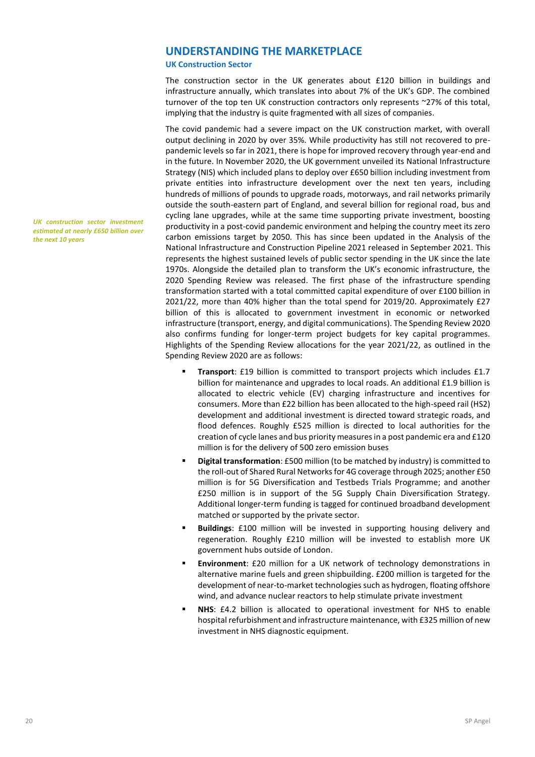## UNDERSTANDING THE MARKETPLACE

### UK Construction Sector

The construction sector in the UK generates about £120 billion in buildings and infrastructure annually, which translates into about 7% of the UK's GDP. The combined turnover of the top ten UK construction contractors only represents ~27% of this total, implying that the industry is quite fragmented with all sizes of companies.

*UK construction sector investment estimated at nearly £650 billion over the next 10 years*

The covid pandemic had a severe impact on the UK construction market, with overall output declining in 2020 by over 35%. While productivity has still not recovered to pre-pandemic levels so far in 2021, there is hope for improved recovery through year-end and in the future. In November 2020, the UK government unveiled its National Infrastructure Strategy (NIS) which included plans to deploy over £650 billion including investment from private entities into infrastructure development over the next ten years, including hundreds of millions of pounds to upgrade roads, motorways, and rail networks primarily outside the south-eastern part of England, and several billion for regional road, bus and cycling lane upgrades, while at the same time supporting private investment, boosting productivity in a post-covid pandemic environment and helping the country meet its zero carbon emissions target by 2050. This has since been updated in the Analysis of the National Infrastructure and Construction Pipeline 2021 released in September 2021. This represents the highest sustained levels of public sector spending in the UK since the late 1970s. Alongside the detailed plan to transform the UK's economic infrastructure, the 2020 Spending Review was released. The first phase of the infrastructure spending transformation started with a total committed capital expenditure of over £100 billion in 2021/22, more than 40% higher than the total spend for 2019/20. Approximately £27 billion of this is allocated to government investment in economic or networked infrastructure (transport, energy, and digital communications). The Spending Review 2020 also confirms funding for longer-term project budgets for key capital programmes. Highlights of the Spending Review allocations for the year 2021/22, as outlined in the Spending Review 2020 are as follows:

- **Transport**: £19 billion is committed to transport projects which includes £1.7 billion for maintenance and upgrades to local roads. An additional £1.9 billion is allocated to electric vehicle (EV) charging infrastructure and incentives for consumers. More than £22 billion has been allocated to the high-speed rail (HS2) development and additional investment is directed toward strategic roads, and flood defences. Roughly £525 million is directed to local authorities for the creation of cycle lanes and bus priority measures in a post pandemic era and £120 million is for the delivery of 500 zero emission buses
- **Digital transformation**: £500 million (to be matched by industry) is committed to the roll-out of Shared Rural Networks for 4G coverage through 2025; another £50 million is for 5G Diversification and Testbeds Trials Programme; and another £250 million is in support of the 5G Supply Chain Diversification Strategy. Additional longer-term funding is tagged for continued broadband development matched or supported by the private sector.
- **Buildings**: £100 million will be invested in supporting housing delivery and regeneration. Roughly £210 million will be invested to establish more UK government hubs outside of London.
- **Environment**: £20 million for a UK network of technology demonstrations in alternative marine fuels and green shipbuilding. £200 million is targeted for the development of near-to-market technologies such as hydrogen, floating offshore wind, and advance nuclear reactors to help stimulate private investment
- **NHS**: £4.2 billion is allocated to operational investment for NHS to enable hospital refurbishment and infrastructure maintenance, with £325 million of new investment in NHS diagnostic equipment.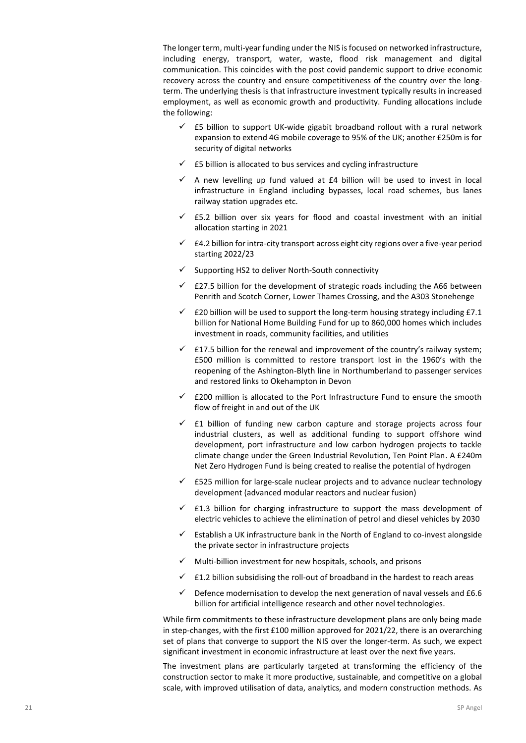The longer term, multi-year funding under the NIS is focused on networked infrastructure, including energy, transport, water, waste, flood risk management and digital communication. This coincides with the post covid pandemic support to drive economic recovery across the country and ensure competitiveness of the country over the long-term. The underlying thesis is that infrastructure investment typically results in increased employment, as well as economic growth and productivity. Funding allocations include the following:

- ✓ £5 billion to support UK-wide gigabit broadband rollout with a rural network expansion to extend 4G mobile coverage to 95% of the UK; another £250m is for security of digital networks
- ✓ £5 billion is allocated to bus services and cycling infrastructure
- ✓ A new levelling up fund valued at £4 billion will be used to invest in local infrastructure in England including bypasses, local road schemes, bus lanes railway station upgrades etc.
- ✓ £5.2 billion over six years for flood and coastal investment with an initial allocation starting in 2021
- ✓ £4.2 billion for intra-city transport across eight city regions over a five-year period starting 2022/23
- ✓ Supporting HS2 to deliver North-South connectivity
- ✓ £27.5 billion for the development of strategic roads including the A66 between Penrith and Scotch Corner, Lower Thames Crossing, and the A303 Stonehenge
- ✓ £20 billion will be used to support the long-term housing strategy including £7.1 billion for National Home Building Fund for up to 860,000 homes which includes investment in roads, community facilities, and utilities
- ✓ £17.5 billion for the renewal and improvement of the country's railway system; £500 million is committed to restore transport lost in the 1960's with the reopening of the Ashington-Blyth line in Northumberland to passenger services and restored links to Okehampton in Devon
- ✓ £200 million is allocated to the Port Infrastructure Fund to ensure the smooth flow of freight in and out of the UK
- ✓ £1 billion of funding new carbon capture and storage projects across four industrial clusters, as well as additional funding to support offshore wind development, port infrastructure and low carbon hydrogen projects to tackle climate change under the Green Industrial Revolution, Ten Point Plan. A £240m Net Zero Hydrogen Fund is being created to realise the potential of hydrogen
- ✓ £525 million for large-scale nuclear projects and to advance nuclear technology development (advanced modular reactors and nuclear fusion)
- ✓ £1.3 billion for charging infrastructure to support the mass development of electric vehicles to achieve the elimination of petrol and diesel vehicles by 2030
- ✓ Establish a UK infrastructure bank in the North of England to co-invest alongside the private sector in infrastructure projects
- ✓ Multi-billion investment for new hospitals, schools, and prisons
- ✓ £1.2 billion subsidising the roll-out of broadband in the hardest to reach areas
- ✓ Defence modernisation to develop the next generation of naval vessels and £6.6 billion for artificial intelligence research and other novel technologies.

While firm commitments to these infrastructure development plans are only being made in step-changes, with the first £100 million approved for 2021/22, there is an overarching set of plans that converge to support the NIS over the longer-term. As such, we expect significant investment in economic infrastructure at least over the next five years.

The investment plans are particularly targeted at transforming the efficiency of the construction sector to make it more productive, sustainable, and competitive on a global scale, with improved utilisation of data, analytics, and modern construction methods. As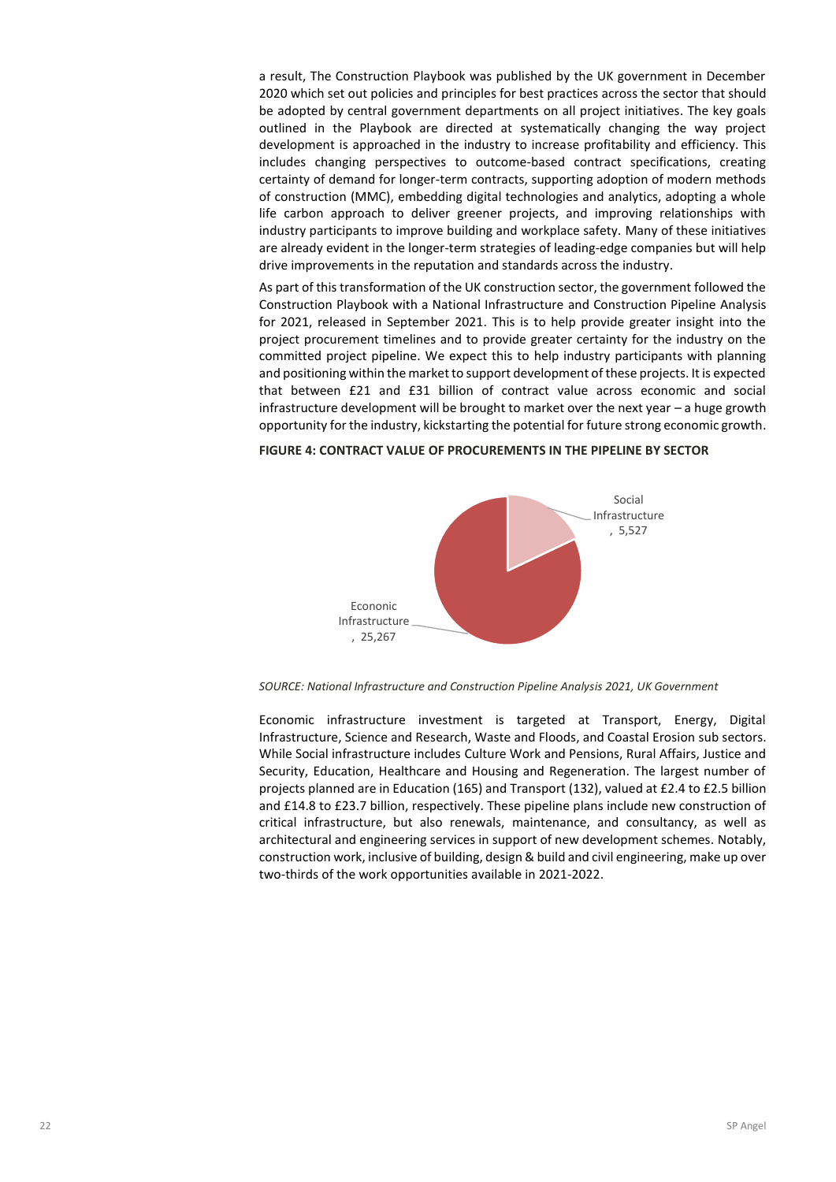a result, The Construction Playbook was published by the UK government in December 2020 which set out policies and principles for best practices across the sector that should be adopted by central government departments on all project initiatives. The key goals outlined in the Playbook are directed at systematically changing the way project development is approached in the industry to increase profitability and efficiency. This includes changing perspectives to outcome-based contract specifications, creating certainty of demand for longer-term contracts, supporting adoption of modern methods of construction (MMC), embedding digital technologies and analytics, adopting a whole life carbon approach to deliver greener projects, and improving relationships with industry participants to improve building and workplace safety. Many of these initiatives are already evident in the longer-term strategies of leading-edge companies but will help drive improvements in the reputation and standards across the industry.

As part of this transformation of the UK construction sector, the government followed the Construction Playbook with a National Infrastructure and Construction Pipeline Analysis for 2021, released in September 2021. This is to help provide greater insight into the project procurement timelines and to provide greater certainty for the industry on the committed project pipeline. We expect this to help industry participants with planning and positioning within the market to support development of these projects. It is expected that between £21 and £31 billion of contract value across economic and social infrastructure development will be brought to market over the next year – a huge growth opportunity for the industry, kickstarting the potential for future strong economic growth.

**FIGURE 4: CONTRACT VALUE OF PROCUREMENTS IN THE PIPELINE BY SECTOR**

| Sector | Contract value |
|---|---|
| Social Infrastructure | 5,527 |
| Econonic Infrastructure | 25,267 |

*SOURCE: National Infrastructure and Construction Pipeline Analysis 2021, UK Government*

Economic infrastructure investment is targeted at Transport, Energy, Digital Infrastructure, Science and Research, Waste and Floods, and Coastal Erosion sub sectors. While Social infrastructure includes Culture Work and Pensions, Rural Affairs, Justice and Security, Education, Healthcare and Housing and Regeneration. The largest number of projects planned are in Education (165) and Transport (132), valued at £2.4 to £2.5 billion and £14.8 to £23.7 billion, respectively. These pipeline plans include new construction of critical infrastructure, but also renewals, maintenance, and consultancy, as well as architectural and engineering services in support of new development schemes. Notably, construction work, inclusive of building, design & build and civil engineering, make up over two-thirds of the work opportunities available in 2021-2022.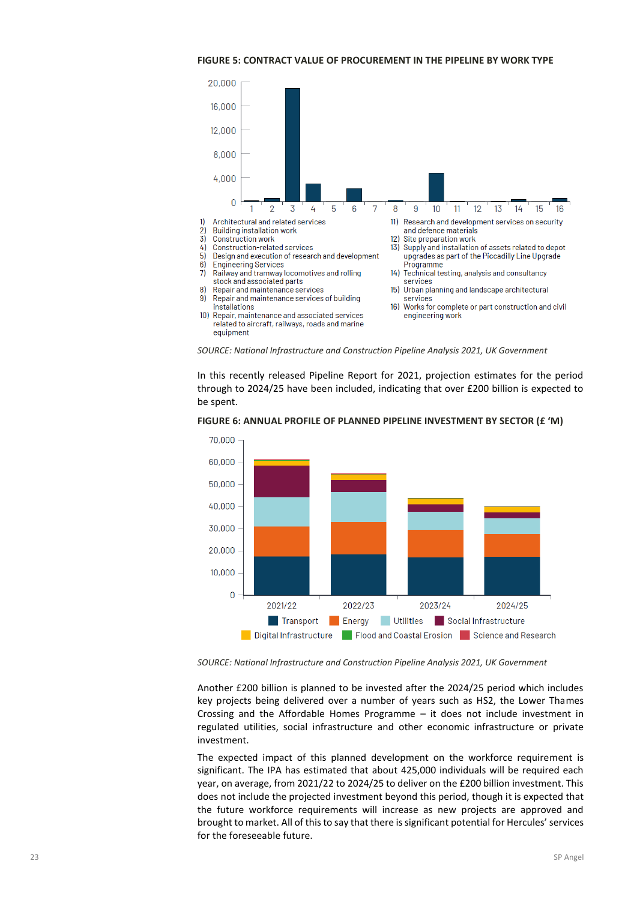**FIGURE 5: CONTRACT VALUE OF PROCUREMENT IN THE PIPELINE BY WORK TYPE**

1) Architectural and related services
2) Building installation work
3) Construction work
4) Construction-related services
5) Design and execution of research and development
6) Engineering Services
7) Railway and tramway locomotives and rolling stock and associated parts
8) Repair and maintenance services
9) Repair and maintenance services of building installations
10) Repair, maintenance and associated services related to aircraft, railways, roads and marine equipment
11) Research and development services on security and defence materials
12) Site preparation work
13) Supply and installation of assets related to depot upgrades as part of the Piccadilly Line Upgrade Programme
14) Technical testing, analysis and consultancy services
15) Urban planning and landscape architectural services
16) Works for complete or part construction and civil engineering work

*SOURCE: National Infrastructure and Construction Pipeline Analysis 2021, UK Government*

In this recently released Pipeline Report for 2021, projection estimates for the period through to 2024/25 have been included, indicating that over £200 billion is expected to be spent.

**FIGURE 6: ANNUAL PROFILE OF PLANNED PIPELINE INVESTMENT BY SECTOR (£ 'M)**

*SOURCE: National Infrastructure and Construction Pipeline Analysis 2021, UK Government*

Another £200 billion is planned to be invested after the 2024/25 period which includes key projects being delivered over a number of years such as HS2, the Lower Thames Crossing and the Affordable Homes Programme – it does not include investment in regulated utilities, social infrastructure and other economic infrastructure or private investment.

The expected impact of this planned development on the workforce requirement is significant. The IPA has estimated that about 425,000 individuals will be required each year, on average, from 2021/22 to 2024/25 to deliver on the £200 billion investment. This does not include the projected investment beyond this period, though it is expected that the future workforce requirements will increase as new projects are approved and brought to market. All of this to say that there is significant potential for Hercules' services for the foreseeable future.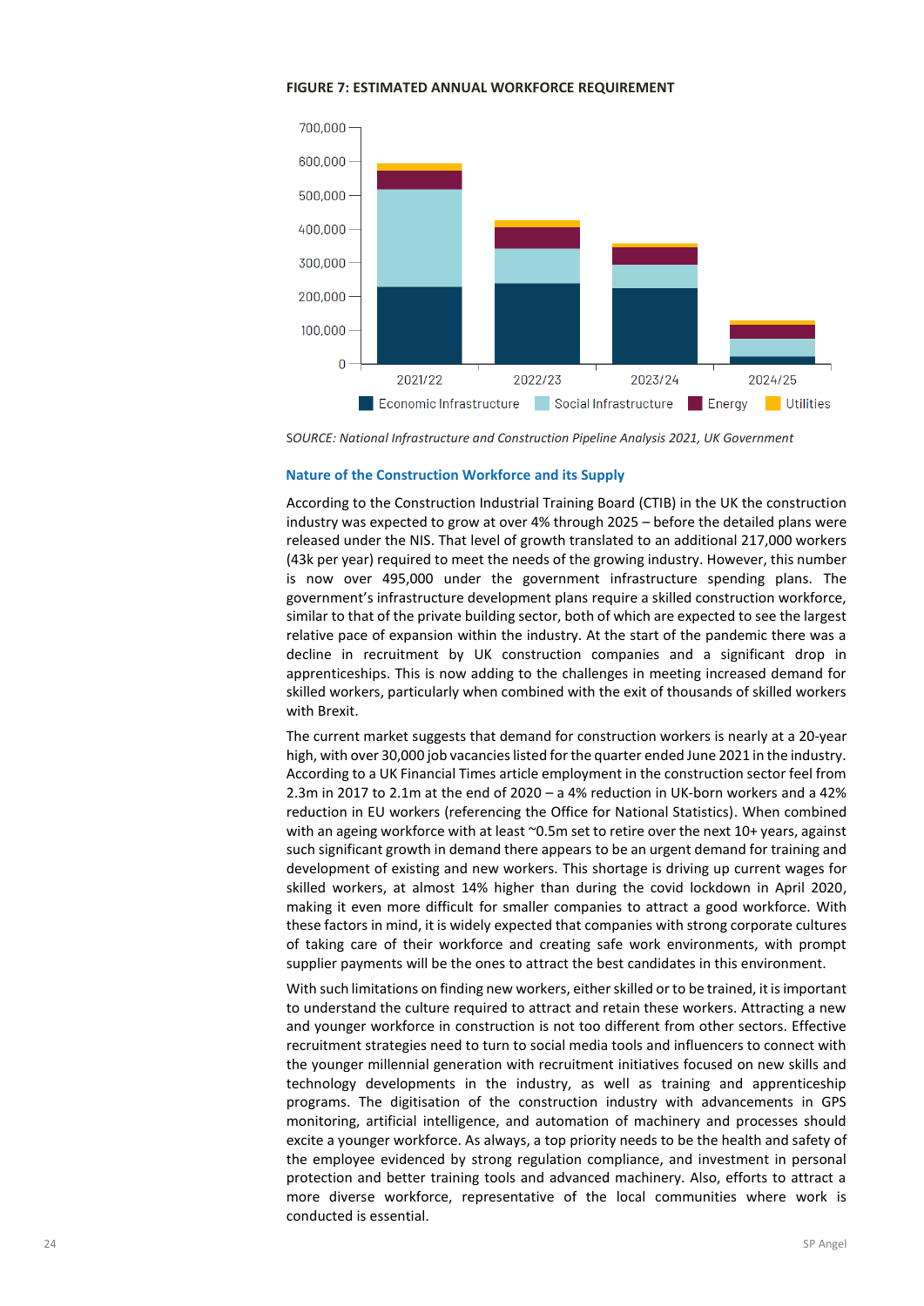**FIGURE 7: ESTIMATED ANNUAL WORKFORCE REQUIREMENT**

SOURCE: *National Infrastructure and Construction Pipeline Analysis 2021, UK Government*

### Nature of the Construction Workforce and its Supply

According to the Construction Industrial Training Board (CTIB) in the UK the construction industry was expected to grow at over 4% through 2025 – before the detailed plans were released under the NIS. That level of growth translated to an additional 217,000 workers (43k per year) required to meet the needs of the growing industry. However, this number is now over 495,000 under the government infrastructure spending plans. The government's infrastructure development plans require a skilled construction workforce, similar to that of the private building sector, both of which are expected to see the largest relative pace of expansion within the industry. At the start of the pandemic there was a decline in recruitment by UK construction companies and a significant drop in apprenticeships. This is now adding to the challenges in meeting increased demand for skilled workers, particularly when combined with the exit of thousands of skilled workers with Brexit.

The current market suggests that demand for construction workers is nearly at a 20-year high, with over 30,000 job vacancies listed for the quarter ended June 2021 in the industry. According to a UK Financial Times article employment in the construction sector feel from 2.3m in 2017 to 2.1m at the end of 2020 – a 4% reduction in UK-born workers and a 42% reduction in EU workers (referencing the Office for National Statistics). When combined with an ageing workforce with at least ~0.5m set to retire over the next 10+ years, against such significant growth in demand there appears to be an urgent demand for training and development of existing and new workers. This shortage is driving up current wages for skilled workers, at almost 14% higher than during the covid lockdown in April 2020, making it even more difficult for smaller companies to attract a good workforce. With these factors in mind, it is widely expected that companies with strong corporate cultures of taking care of their workforce and creating safe work environments, with prompt supplier payments will be the ones to attract the best candidates in this environment.

With such limitations on finding new workers, either skilled or to be trained, it is important to understand the culture required to attract and retain these workers. Attracting a new and younger workforce in construction is not too different from other sectors. Effective recruitment strategies need to turn to social media tools and influencers to connect with the younger millennial generation with recruitment initiatives focused on new skills and technology developments in the industry, as well as training and apprenticeship programs. The digitisation of the construction industry with advancements in GPS monitoring, artificial intelligence, and automation of machinery and processes should excite a younger workforce. As always, a top priority needs to be the health and safety of the employee evidenced by strong regulation compliance, and investment in personal protection and better training tools and advanced machinery. Also, efforts to attract a more diverse workforce, representative of the local communities where work is conducted is essential.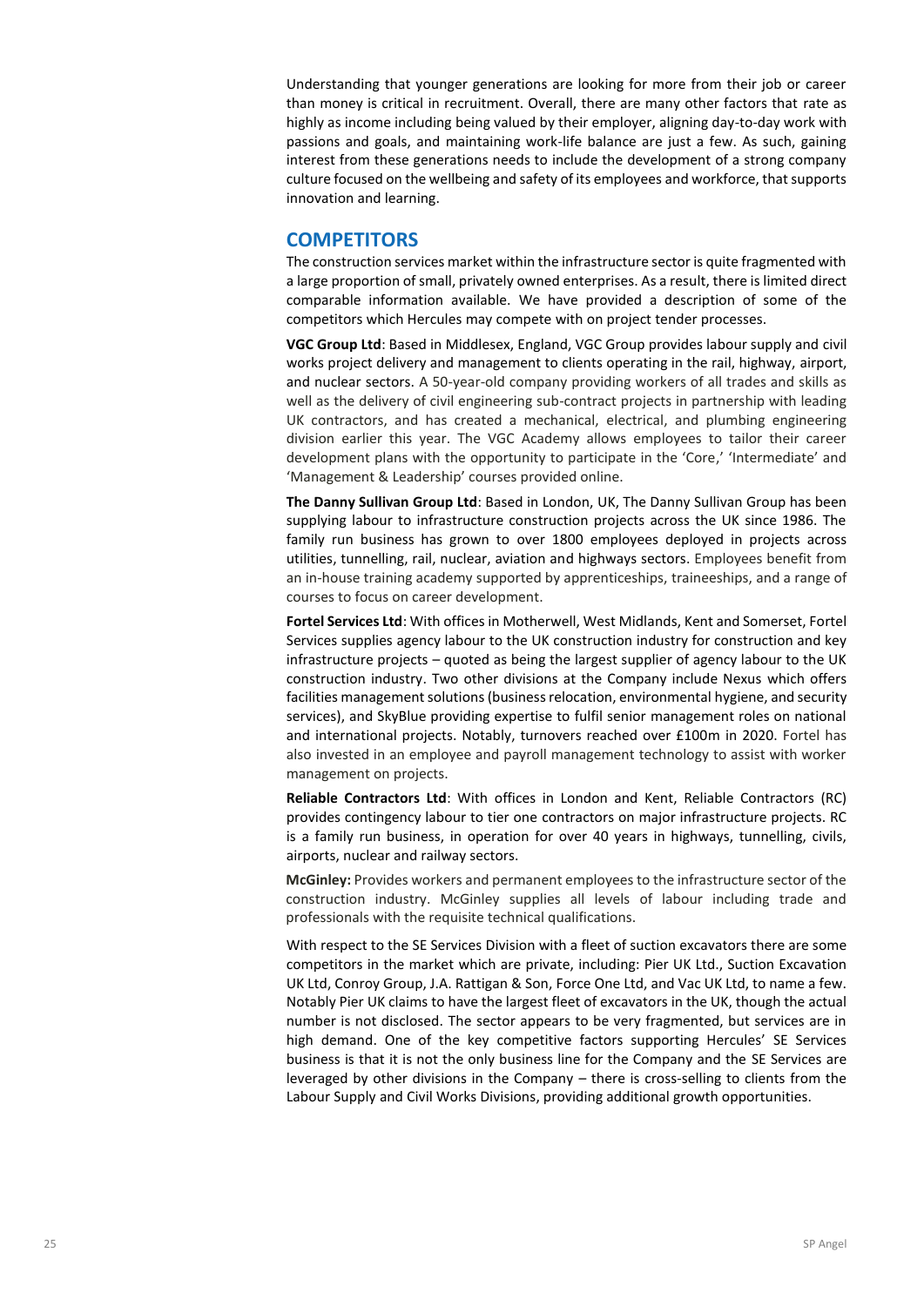Understanding that younger generations are looking for more from their job or career than money is critical in recruitment. Overall, there are many other factors that rate as highly as income including being valued by their employer, aligning day-to-day work with passions and goals, and maintaining work-life balance are just a few. As such, gaining interest from these generations needs to include the development of a strong company culture focused on the wellbeing and safety of its employees and workforce, that supports innovation and learning.

## COMPETITORS

The construction services market within the infrastructure sector is quite fragmented with a large proportion of small, privately owned enterprises. As a result, there is limited direct comparable information available. We have provided a description of some of the competitors which Hercules may compete with on project tender processes.

**VGC Group Ltd**: Based in Middlesex, England, VGC Group provides labour supply and civil works project delivery and management to clients operating in the rail, highway, airport, and nuclear sectors. A 50-year-old company providing workers of all trades and skills as well as the delivery of civil engineering sub-contract projects in partnership with leading UK contractors, and has created a mechanical, electrical, and plumbing engineering division earlier this year. The VGC Academy allows employees to tailor their career development plans with the opportunity to participate in the 'Core,' 'Intermediate' and 'Management & Leadership' courses provided online.

**The Danny Sullivan Group Ltd**: Based in London, UK, The Danny Sullivan Group has been supplying labour to infrastructure construction projects across the UK since 1986. The family run business has grown to over 1800 employees deployed in projects across utilities, tunnelling, rail, nuclear, aviation and highways sectors. Employees benefit from an in-house training academy supported by apprenticeships, traineeships, and a range of courses to focus on career development.

**Fortel Services Ltd**: With offices in Motherwell, West Midlands, Kent and Somerset, Fortel Services supplies agency labour to the UK construction industry for construction and key infrastructure projects – quoted as being the largest supplier of agency labour to the UK construction industry. Two other divisions at the Company include Nexus which offers facilities management solutions (business relocation, environmental hygiene, and security services), and SkyBlue providing expertise to fulfil senior management roles on national and international projects. Notably, turnovers reached over £100m in 2020. Fortel has also invested in an employee and payroll management technology to assist with worker management on projects.

**Reliable Contractors Ltd**: With offices in London and Kent, Reliable Contractors (RC) provides contingency labour to tier one contractors on major infrastructure projects. RC is a family run business, in operation for over 40 years in highways, tunnelling, civils, airports, nuclear and railway sectors.

**McGinley:** Provides workers and permanent employees to the infrastructure sector of the construction industry. McGinley supplies all levels of labour including trade and professionals with the requisite technical qualifications.

With respect to the SE Services Division with a fleet of suction excavators there are some competitors in the market which are private, including: Pier UK Ltd., Suction Excavation UK Ltd, Conroy Group, J.A. Rattigan & Son, Force One Ltd, and Vac UK Ltd, to name a few. Notably Pier UK claims to have the largest fleet of excavators in the UK, though the actual number is not disclosed. The sector appears to be very fragmented, but services are in high demand. One of the key competitive factors supporting Hercules' SE Services business is that it is not the only business line for the Company and the SE Services are leveraged by other divisions in the Company – there is cross-selling to clients from the Labour Supply and Civil Works Divisions, providing additional growth opportunities.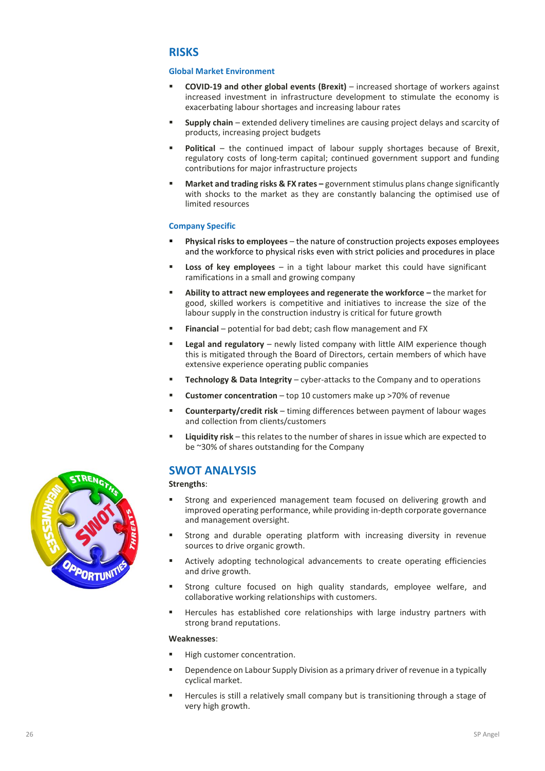# RISKS

### Global Market Environment

- **COVID-19 and other global events (Brexit)** – increased shortage of workers against increased investment in infrastructure development to stimulate the economy is exacerbating labour shortages and increasing labour rates
- **Supply chain** – extended delivery timelines are causing project delays and scarcity of products, increasing project budgets
- **Political** – the continued impact of labour supply shortages because of Brexit, regulatory costs of long-term capital; continued government support and funding contributions for major infrastructure projects
- **Market and trading risks & FX rates –** government stimulus plans change significantly with shocks to the market as they are constantly balancing the optimised use of limited resources

### Company Specific

- **Physical risks to employees** – the nature of construction projects exposes employees and the workforce to physical risks even with strict policies and procedures in place
- **Loss of key employees** – in a tight labour market this could have significant ramifications in a small and growing company
- **Ability to attract new employees and regenerate the workforce –** the market for good, skilled workers is competitive and initiatives to increase the size of the labour supply in the construction industry is critical for future growth
- **Financial** – potential for bad debt; cash flow management and FX
- **Legal and regulatory** – newly listed company with little AIM experience though this is mitigated through the Board of Directors, certain members of which have extensive experience operating public companies
- **Technology & Data Integrity** – cyber-attacks to the Company and to operations
- **Customer concentration** – top 10 customers make up >70% of revenue
- **Counterparty/credit risk** – timing differences between payment of labour wages and collection from clients/customers
- **Liquidity risk** – this relates to the number of shares in issue which are expected to be ~30% of shares outstanding for the Company

# SWOT ANALYSIS

**Strengths**:

- Strong and experienced management team focused on delivering growth and improved operating performance, while providing in-depth corporate governance and management oversight.
- Strong and durable operating platform with increasing diversity in revenue sources to drive organic growth.
- Actively adopting technological advancements to create operating efficiencies and drive growth.
- Strong culture focused on high quality standards, employee welfare, and collaborative working relationships with customers.
- Hercules has established core relationships with large industry partners with strong brand reputations.

**Weaknesses**:

- High customer concentration.
- Dependence on Labour Supply Division as a primary driver of revenue in a typically cyclical market.
- Hercules is still a relatively small company but is transitioning through a stage of very high growth.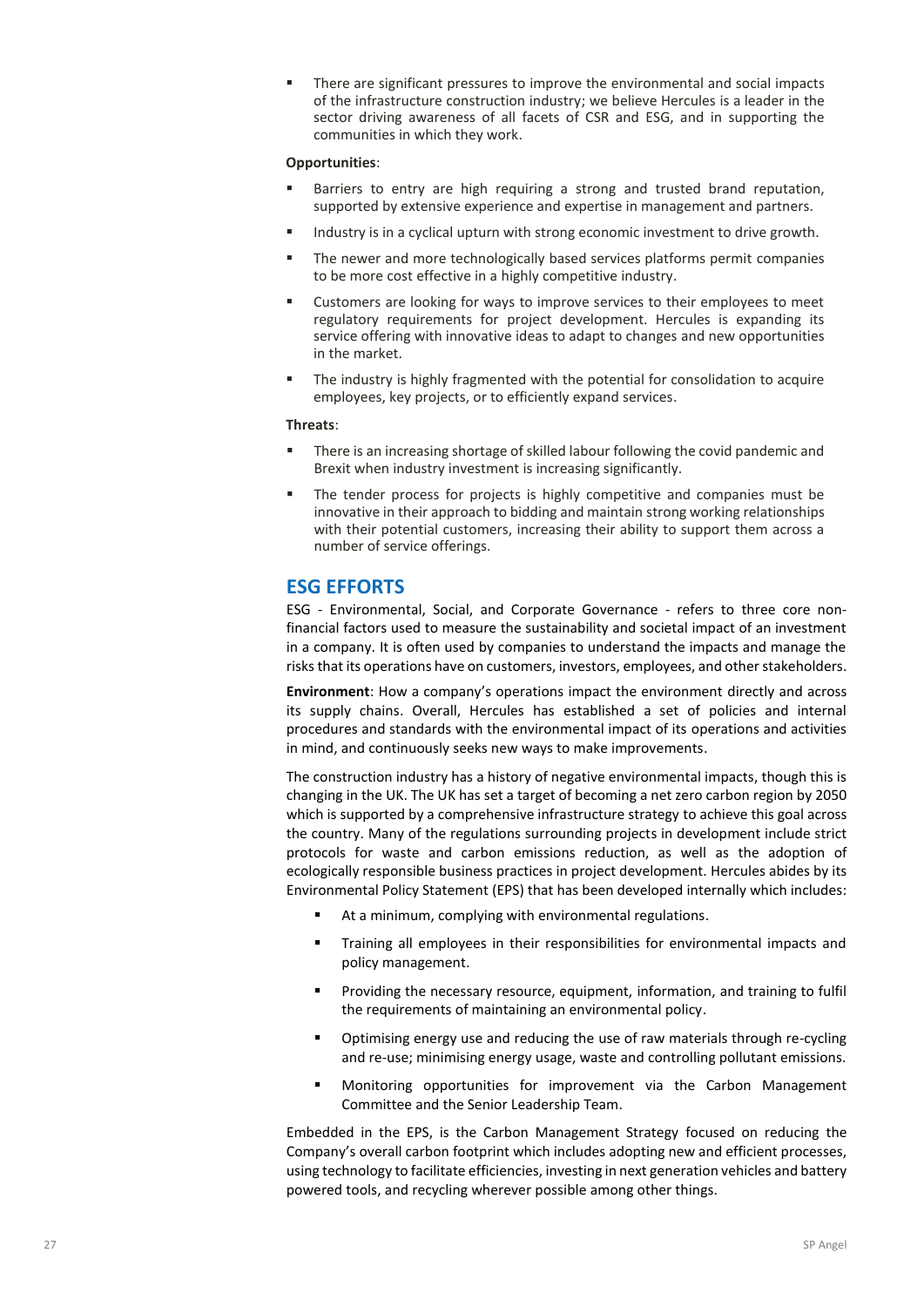- There are significant pressures to improve the environmental and social impacts of the infrastructure construction industry; we believe Hercules is a leader in the sector driving awareness of all facets of CSR and ESG, and in supporting the communities in which they work.

**Opportunities**:

- Barriers to entry are high requiring a strong and trusted brand reputation, supported by extensive experience and expertise in management and partners.
- Industry is in a cyclical upturn with strong economic investment to drive growth.
- The newer and more technologically based services platforms permit companies to be more cost effective in a highly competitive industry.
- Customers are looking for ways to improve services to their employees to meet regulatory requirements for project development. Hercules is expanding its service offering with innovative ideas to adapt to changes and new opportunities in the market.
- The industry is highly fragmented with the potential for consolidation to acquire employees, key projects, or to efficiently expand services.

**Threats**:

- There is an increasing shortage of skilled labour following the covid pandemic and Brexit when industry investment is increasing significantly.
- The tender process for projects is highly competitive and companies must be innovative in their approach to bidding and maintain strong working relationships with their potential customers, increasing their ability to support them across a number of service offerings.

## ESG EFFORTS

ESG - Environmental, Social, and Corporate Governance - refers to three core non-financial factors used to measure the sustainability and societal impact of an investment in a company. It is often used by companies to understand the impacts and manage the risks that its operations have on customers, investors, employees, and other stakeholders.

**Environment**: How a company's operations impact the environment directly and across its supply chains. Overall, Hercules has established a set of policies and internal procedures and standards with the environmental impact of its operations and activities in mind, and continuously seeks new ways to make improvements.

The construction industry has a history of negative environmental impacts, though this is changing in the UK. The UK has set a target of becoming a net zero carbon region by 2050 which is supported by a comprehensive infrastructure strategy to achieve this goal across the country. Many of the regulations surrounding projects in development include strict protocols for waste and carbon emissions reduction, as well as the adoption of ecologically responsible business practices in project development. Hercules abides by its Environmental Policy Statement (EPS) that has been developed internally which includes:

- At a minimum, complying with environmental regulations.
- Training all employees in their responsibilities for environmental impacts and policy management.
- Providing the necessary resource, equipment, information, and training to fulfil the requirements of maintaining an environmental policy.
- Optimising energy use and reducing the use of raw materials through re-cycling and re-use; minimising energy usage, waste and controlling pollutant emissions.
- Monitoring opportunities for improvement via the Carbon Management Committee and the Senior Leadership Team.

Embedded in the EPS, is the Carbon Management Strategy focused on reducing the Company's overall carbon footprint which includes adopting new and efficient processes, using technology to facilitate efficiencies, investing in next generation vehicles and battery powered tools, and recycling wherever possible among other things.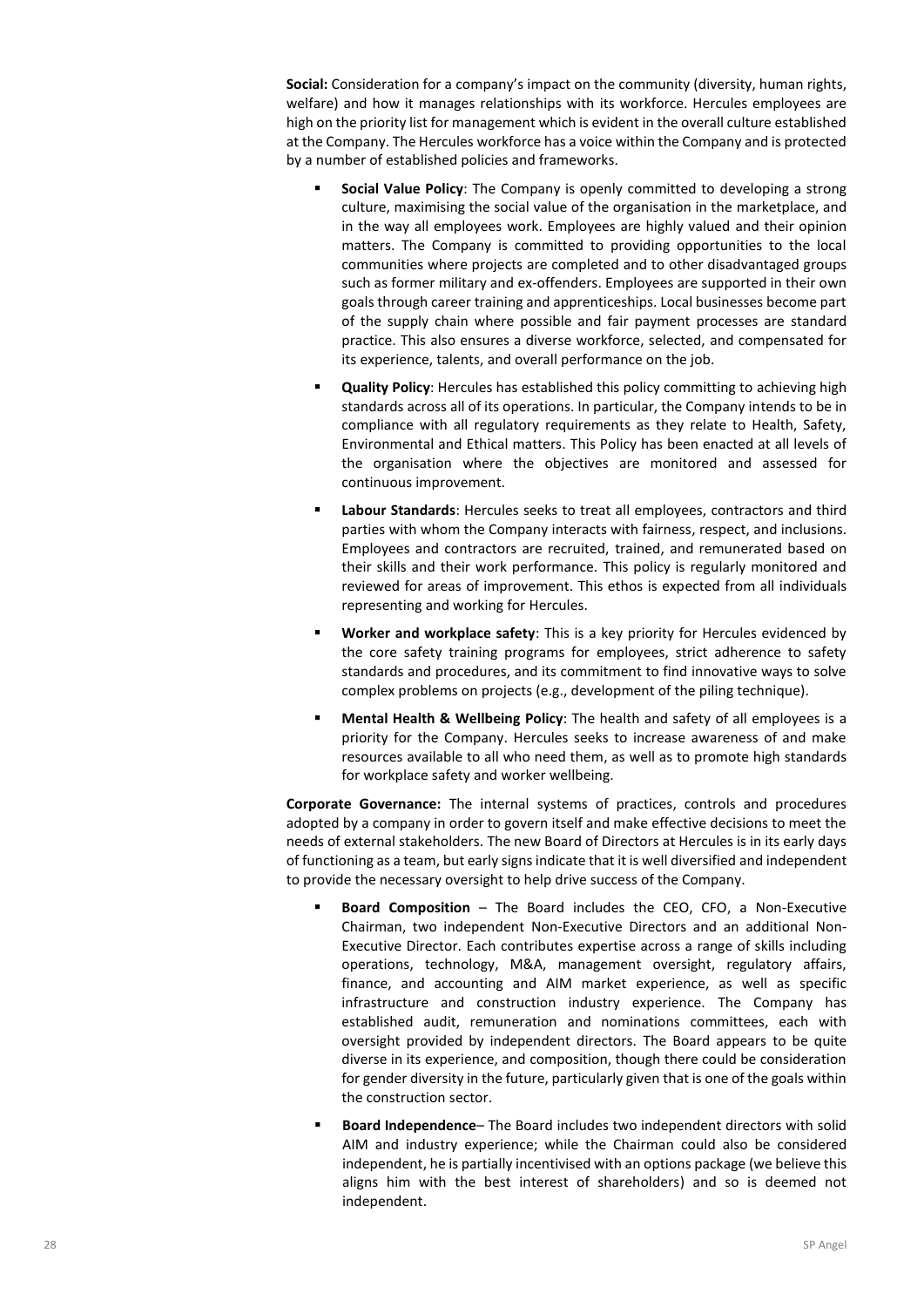**Social:** Consideration for a company's impact on the community (diversity, human rights, welfare) and how it manages relationships with its workforce. Hercules employees are high on the priority list for management which is evident in the overall culture established at the Company. The Hercules workforce has a voice within the Company and is protected by a number of established policies and frameworks.

- **Social Value Policy**: The Company is openly committed to developing a strong culture, maximising the social value of the organisation in the marketplace, and in the way all employees work. Employees are highly valued and their opinion matters. The Company is committed to providing opportunities to the local communities where projects are completed and to other disadvantaged groups such as former military and ex-offenders. Employees are supported in their own goals through career training and apprenticeships. Local businesses become part of the supply chain where possible and fair payment processes are standard practice. This also ensures a diverse workforce, selected, and compensated for its experience, talents, and overall performance on the job.
- **Quality Policy**: Hercules has established this policy committing to achieving high standards across all of its operations. In particular, the Company intends to be in compliance with all regulatory requirements as they relate to Health, Safety, Environmental and Ethical matters. This Policy has been enacted at all levels of the organisation where the objectives are monitored and assessed for continuous improvement.
- **Labour Standards**: Hercules seeks to treat all employees, contractors and third parties with whom the Company interacts with fairness, respect, and inclusions. Employees and contractors are recruited, trained, and remunerated based on their skills and their work performance. This policy is regularly monitored and reviewed for areas of improvement. This ethos is expected from all individuals representing and working for Hercules.
- **Worker and workplace safety**: This is a key priority for Hercules evidenced by the core safety training programs for employees, strict adherence to safety standards and procedures, and its commitment to find innovative ways to solve complex problems on projects (e.g., development of the piling technique).
- **Mental Health & Wellbeing Policy**: The health and safety of all employees is a priority for the Company. Hercules seeks to increase awareness of and make resources available to all who need them, as well as to promote high standards for workplace safety and worker wellbeing.

**Corporate Governance:** The internal systems of practices, controls and procedures adopted by a company in order to govern itself and make effective decisions to meet the needs of external stakeholders. The new Board of Directors at Hercules is in its early days of functioning as a team, but early signs indicate that it is well diversified and independent to provide the necessary oversight to help drive success of the Company.

- **Board Composition** – The Board includes the CEO, CFO, a Non-Executive Chairman, two independent Non-Executive Directors and an additional Non-Executive Director. Each contributes expertise across a range of skills including operations, technology, M&A, management oversight, regulatory affairs, finance, and accounting and AIM market experience, as well as specific infrastructure and construction industry experience. The Company has established audit, remuneration and nominations committees, each with oversight provided by independent directors. The Board appears to be quite diverse in its experience, and composition, though there could be consideration for gender diversity in the future, particularly given that is one of the goals within the construction sector.
- **Board Independence**– The Board includes two independent directors with solid AIM and industry experience; while the Chairman could also be considered independent, he is partially incentivised with an options package (we believe this aligns him with the best interest of shareholders) and so is deemed not independent.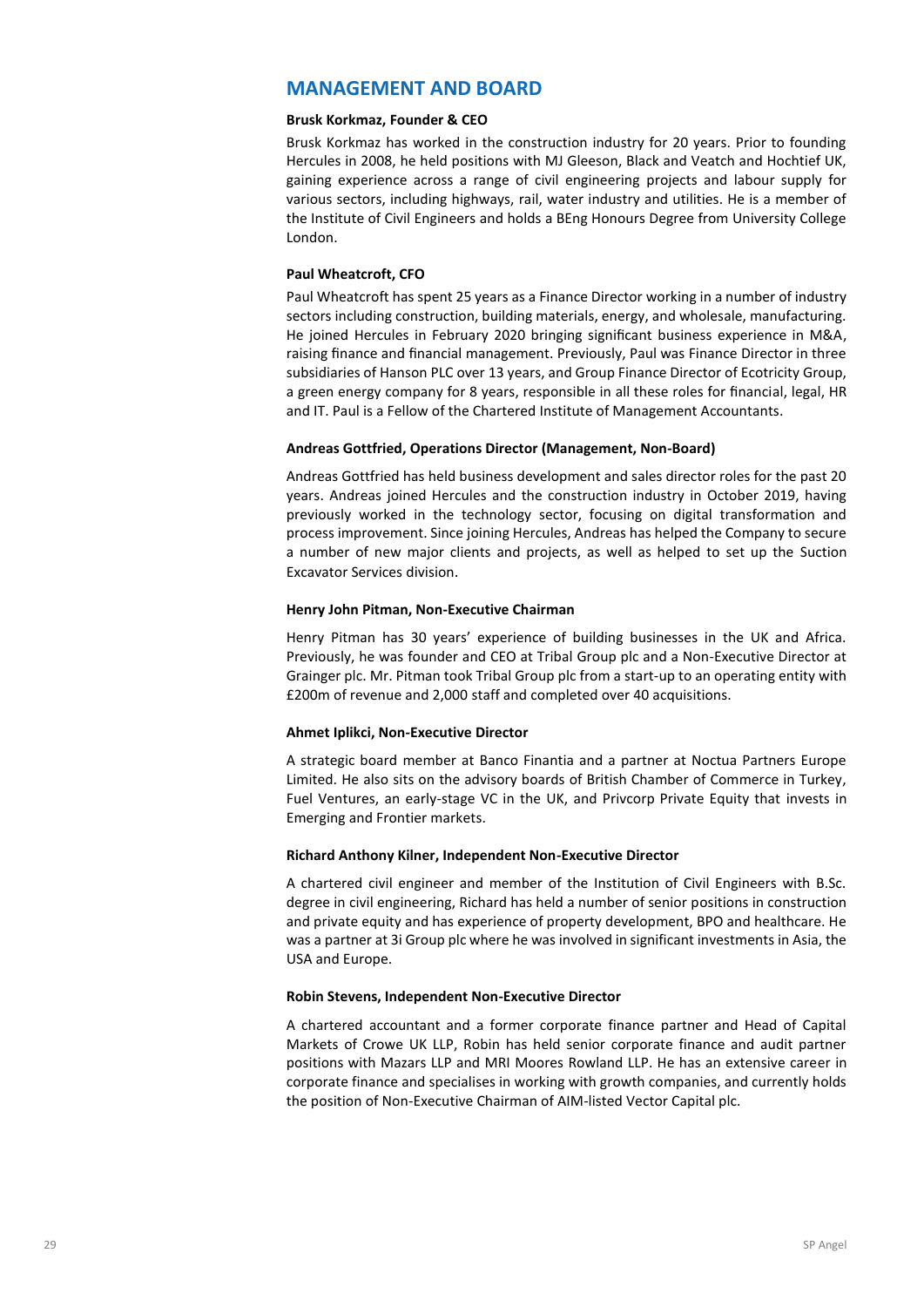## MANAGEMENT AND BOARD

**Brusk Korkmaz, Founder & CEO**

Brusk Korkmaz has worked in the construction industry for 20 years. Prior to founding Hercules in 2008, he held positions with MJ Gleeson, Black and Veatch and Hochtief UK, gaining experience across a range of civil engineering projects and labour supply for various sectors, including highways, rail, water industry and utilities. He is a member of the Institute of Civil Engineers and holds a BEng Honours Degree from University College London.

**Paul Wheatcroft, CFO**

Paul Wheatcroft has spent 25 years as a Finance Director working in a number of industry sectors including construction, building materials, energy, and wholesale, manufacturing. He joined Hercules in February 2020 bringing significant business experience in M&A, raising finance and financial management. Previously, Paul was Finance Director in three subsidiaries of Hanson PLC over 13 years, and Group Finance Director of Ecotricity Group, a green energy company for 8 years, responsible in all these roles for financial, legal, HR and IT. Paul is a Fellow of the Chartered Institute of Management Accountants.

**Andreas Gottfried, Operations Director (Management, Non-Board)**

Andreas Gottfried has held business development and sales director roles for the past 20 years. Andreas joined Hercules and the construction industry in October 2019, having previously worked in the technology sector, focusing on digital transformation and process improvement. Since joining Hercules, Andreas has helped the Company to secure a number of new major clients and projects, as well as helped to set up the Suction Excavator Services division.

**Henry John Pitman, Non-Executive Chairman**

Henry Pitman has 30 years' experience of building businesses in the UK and Africa. Previously, he was founder and CEO at Tribal Group plc and a Non-Executive Director at Grainger plc. Mr. Pitman took Tribal Group plc from a start-up to an operating entity with £200m of revenue and 2,000 staff and completed over 40 acquisitions.

**Ahmet Iplikci, Non-Executive Director**

A strategic board member at Banco Finantia and a partner at Noctua Partners Europe Limited. He also sits on the advisory boards of British Chamber of Commerce in Turkey, Fuel Ventures, an early-stage VC in the UK, and Privcorp Private Equity that invests in Emerging and Frontier markets.

**Richard Anthony Kilner, Independent Non-Executive Director**

A chartered civil engineer and member of the Institution of Civil Engineers with B.Sc. degree in civil engineering, Richard has held a number of senior positions in construction and private equity and has experience of property development, BPO and healthcare. He was a partner at 3i Group plc where he was involved in significant investments in Asia, the USA and Europe.

**Robin Stevens, Independent Non-Executive Director**

A chartered accountant and a former corporate finance partner and Head of Capital Markets of Crowe UK LLP, Robin has held senior corporate finance and audit partner positions with Mazars LLP and MRI Moores Rowland LLP. He has an extensive career in corporate finance and specialises in working with growth companies, and currently holds the position of Non-Executive Chairman of AIM-listed Vector Capital plc.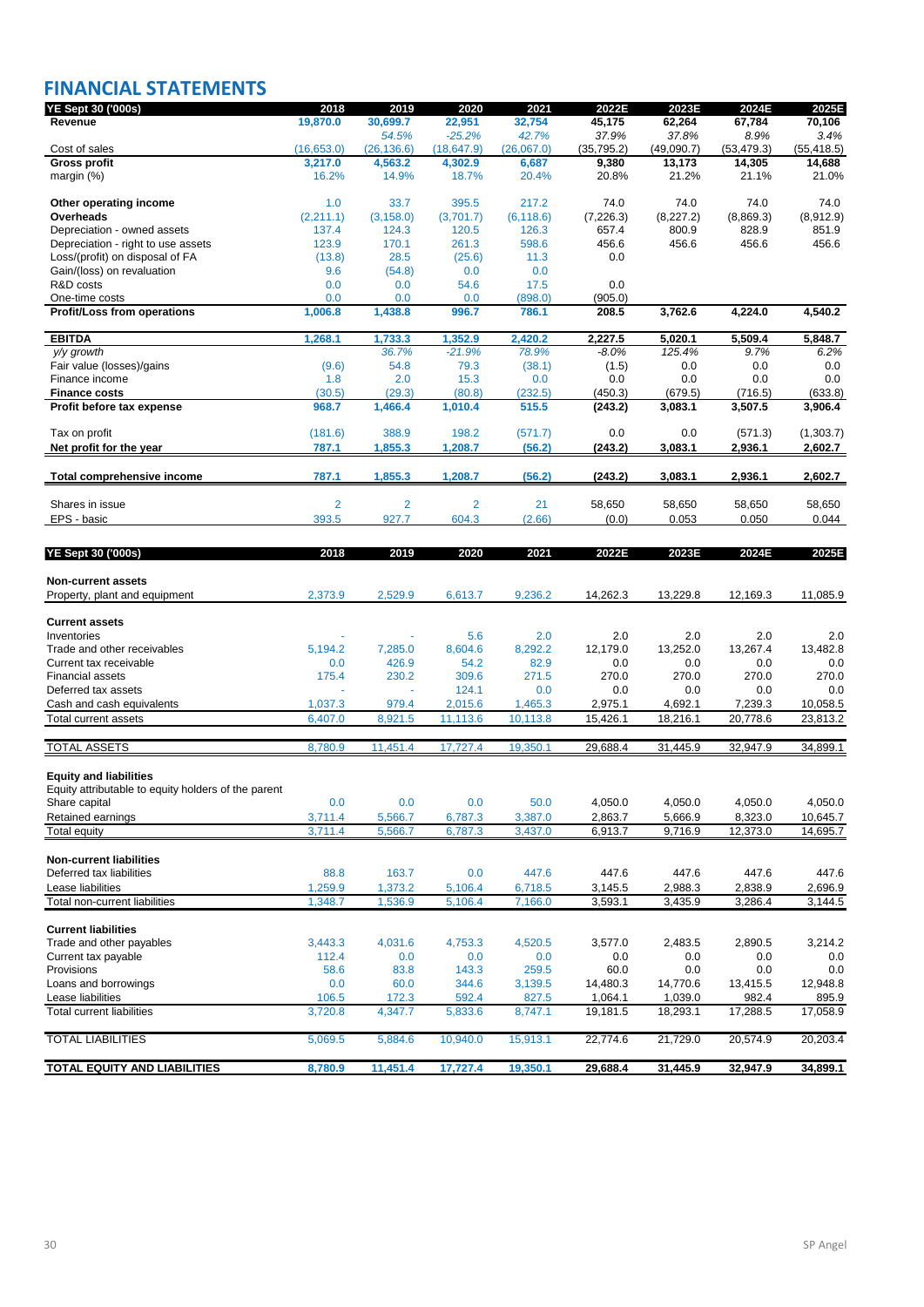# FINANCIAL STATEMENTS

| YE Sept 30 ('000s) | 2018 | 2019 | 2020 | 2021 | 2022E | 2023E | 2024E | 2025E |
|---|---|---|---|---|---|---|---|---|
| **Revenue** | **19,870.0** | **30,699.7** | **22,951** | **32,754** | **45,175** | **62,264** | **67,784** | **70,106** |
| | | *54.5%* | *-25.2%* | *42.7%* | *37.9%* | *37.8%* | *8.9%* | *3.4%* |
| Cost of sales | (16,653.0) | (26,136.6) | (18,647.9) | (26,067.0) | (35,795.2) | (49,090.7) | (53,479.3) | (55,418.5) |
| **Gross profit** | **3,217.0** | **4,563.2** | **4,302.9** | **6,687** | **9,380** | **13,173** | **14,305** | **14,688** |
| margin (%) | 16.2% | 14.9% | 18.7% | 20.4% | 20.8% | 21.2% | 21.1% | 21.0% |
| | | | | | | | | |
| **Other operating income** | 1.0 | 33.7 | 395.5 | 217.2 | 74.0 | 74.0 | 74.0 | 74.0 |
| **Overheads** | (2,211.1) | (3,158.0) | (3,701.7) | (6,118.6) | (7,226.3) | (8,227.2) | (8,869.3) | (8,912.9) |
| Depreciation - owned assets | 137.4 | 124.3 | 120.5 | 126.3 | 657.4 | 800.9 | 828.9 | 851.9 |
| Depreciation - right to use assets | 123.9 | 170.1 | 261.3 | 598.6 | 456.6 | 456.6 | 456.6 | 456.6 |
| Loss/(profit) on disposal of FA | (13.8) | 28.5 | (25.6) | 11.3 | 0.0 | | | |
| Gain/(loss) on revaluation | 9.6 | (54.8) | 0.0 | 0.0 | | | | |
| R&D costs | 0.0 | 0.0 | 54.6 | 17.5 | 0.0 | | | |
| One-time costs | 0.0 | 0.0 | 0.0 | (898.0) | (905.0) | | | |
| **Profit/Loss from operations** | **1,006.8** | **1,438.8** | **996.7** | **786.1** | **208.5** | **3,762.6** | **4,224.0** | **4,540.2** |
| | | | | | | | | |
| **EBITDA** | **1,268.1** | **1,733.3** | **1,352.9** | **2,420.2** | **2,227.5** | **5,020.1** | **5,509.4** | **5,848.7** |
| *y/y growth* | | *36.7%* | *-21.9%* | *78.9%* | *-8.0%* | *125.4%* | *9.7%* | *6.2%* |
| Fair value (losses)/gains | (9.6) | 54.8 | 79.3 | (38.1) | (1.5) | 0.0 | 0.0 | 0.0 |
| Finance income | 1.8 | 2.0 | 15.3 | 0.0 | 0.0 | 0.0 | 0.0 | 0.0 |
| **Finance costs** | (30.5) | (29.3) | (80.8) | (232.5) | (450.3) | (679.5) | (716.5) | (633.8) |
| **Profit before tax expense** | **968.7** | **1,466.4** | **1,010.4** | **515.5** | **(243.2)** | **3,083.1** | **3,507.5** | **3,906.4** |
| | | | | | | | | |
| Tax on profit | (181.6) | 388.9 | 198.2 | (571.7) | 0.0 | 0.0 | (571.3) | (1,303.7) |
| **Net profit for the year** | **787.1** | **1,855.3** | **1,208.7** | **(56.2)** | **(243.2)** | **3,083.1** | **2,936.1** | **2,602.7** |
| | | | | | | | | |
| **Total comprehensive income** | **787.1** | **1,855.3** | **1,208.7** | **(56.2)** | **(243.2)** | **3,083.1** | **2,936.1** | **2,602.7** |
| | | | | | | | | |
| Shares in issue | 2 | 2 | 2 | 21 | 58,650 | 58,650 | 58,650 | 58,650 |
| EPS - basic | 393.5 | 927.7 | 604.3 | (2.66) | (0.0) | 0.053 | 0.050 | 0.044 |

| YE Sept 30 ('000s) | 2018 | 2019 | 2020 | 2021 | 2022E | 2023E | 2024E | 2025E |
|---|---|---|---|---|---|---|---|---|
| **Non-current assets** | | | | | | | | |
| Property, plant and equipment | 2,373.9 | 2,529.9 | 6,613.7 | 9,236.2 | 14,262.3 | 13,229.8 | 12,169.3 | 11,085.9 |
| | | | | | | | | |
| **Current assets** | | | | | | | | |
| Inventories | - | - | 5.6 | 2.0 | 2.0 | 2.0 | 2.0 | 2.0 |
| Trade and other receivables | 5,194.2 | 7,285.0 | 8,604.6 | 8,292.2 | 12,179.0 | 13,252.0 | 13,267.4 | 13,482.8 |
| Current tax receivable | 0.0 | 426.9 | 54.2 | 82.9 | 0.0 | 0.0 | 0.0 | 0.0 |
| Financial assets | 175.4 | 230.2 | 309.6 | 271.5 | 270.0 | 270.0 | 270.0 | 270.0 |
| Deferred tax assets | - | - | 124.1 | 0.0 | 0.0 | 0.0 | 0.0 | 0.0 |
| Cash and cash equivalents | 1,037.3 | 979.4 | 2,015.6 | 1,465.3 | 2,975.1 | 4,692.1 | 7,239.3 | 10,058.5 |
| Total current assets | 6,407.0 | 8,921.5 | 11,113.6 | 10,113.8 | 15,426.1 | 18,216.1 | 20,778.6 | 23,813.2 |
| | | | | | | | | |
| TOTAL ASSETS | 8,780.9 | 11,451.4 | 17,727.4 | 19,350.1 | 29,688.4 | 31,445.9 | 32,947.9 | 34,899.1 |
| | | | | | | | | |
| **Equity and liabilities** | | | | | | | | |
| Equity attributable to equity holders of the parent | | | | | | | | |
| Share capital | 0.0 | 0.0 | 0.0 | 50.0 | 4,050.0 | 4,050.0 | 4,050.0 | 4,050.0 |
| Retained earnings | 3,711.4 | 5,566.7 | 6,787.3 | 3,387.0 | 2,863.7 | 5,666.9 | 8,323.0 | 10,645.7 |
| Total equity | 3,711.4 | 5,566.7 | 6,787.3 | 3,437.0 | 6,913.7 | 9,716.9 | 12,373.0 | 14,695.7 |
| | | | | | | | | |
| **Non-current liabilities** | | | | | | | | |
| Deferred tax liabilities | 88.8 | 163.7 | 0.0 | 447.6 | 447.6 | 447.6 | 447.6 | 447.6 |
| Lease liabilities | 1,259.9 | 1,373.2 | 5,106.4 | 6,718.5 | 3,145.5 | 2,988.3 | 2,838.9 | 2,696.9 |
| Total non-current liabilities | 1,348.7 | 1,536.9 | 5,106.4 | 7,166.0 | 3,593.1 | 3,435.9 | 3,286.4 | 3,144.5 |
| | | | | | | | | |
| **Current liabilities** | | | | | | | | |
| Trade and other payables | 3,443.3 | 4,031.6 | 4,753.3 | 4,520.5 | 3,577.0 | 2,483.5 | 2,890.5 | 3,214.2 |
| Current tax payable | 112.4 | 0.0 | 0.0 | 0.0 | 0.0 | 0.0 | 0.0 | 0.0 |
| Provisions | 58.6 | 83.8 | 143.3 | 259.5 | 60.0 | 0.0 | 0.0 | 0.0 |
| Loans and borrowings | 0.0 | 60.0 | 344.6 | 3,139.5 | 14,480.3 | 14,770.6 | 13,415.5 | 12,948.8 |
| Lease liabilities | 106.5 | 172.3 | 592.4 | 827.5 | 1,064.1 | 1,039.0 | 982.4 | 895.9 |
| Total current liabilities | 3,720.8 | 4,347.7 | 5,833.6 | 8,747.1 | 19,181.5 | 18,293.1 | 17,288.5 | 17,058.9 |
| | | | | | | | | |
| TOTAL LIABILITIES | 5,069.5 | 5,884.6 | 10,940.0 | 15,913.1 | 22,774.6 | 21,729.0 | 20,574.9 | 20,203.4 |
| | | | | | | | | |
| **TOTAL EQUITY AND LIABILITIES** | **8,780.9** | **11,451.4** | **17,727.4** | **19,350.1** | **29,688.4** | **31,445.9** | **32,947.9** | **34,899.1** |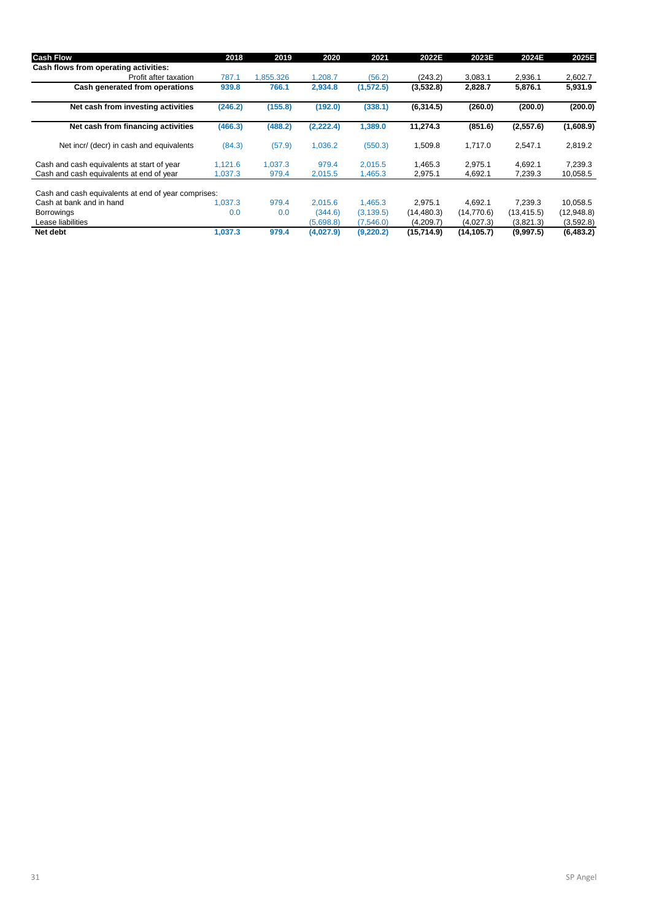| Cash Flow | 2018 | 2019 | 2020 | 2021 | 2022E | 2023E | 2024E | 2025E |
|---|---|---|---|---|---|---|---|---|
| **Cash flows from operating activities:** | | | | | | | | |
| Profit after taxation | 787.1 | 1,855.326 | 1,208.7 | (56.2) | (243.2) | 3,083.1 | 2,936.1 | 2,602.7 |
| **Cash generated from operations** | **939.8** | **766.1** | **2,934.8** | **(1,572.5)** | **(3,532.8)** | **2,828.7** | **5,876.1** | **5,931.9** |
| **Net cash from investing activities** | **(246.2)** | **(155.8)** | **(192.0)** | **(338.1)** | **(6,314.5)** | **(260.0)** | **(200.0)** | **(200.0)** |
| **Net cash from financing activities** | **(466.3)** | **(488.2)** | **(2,222.4)** | **1,389.0** | **11,274.3** | **(851.6)** | **(2,557.6)** | **(1,608.9)** |
| Net incr/ (decr) in cash and equivalents | (84.3) | (57.9) | 1,036.2 | (550.3) | 1,509.8 | 1,717.0 | 2,547.1 | 2,819.2 |
| Cash and cash equivalents at start of year | 1,121.6 | 1,037.3 | 979.4 | 2,015.5 | 1,465.3 | 2,975.1 | 4,692.1 | 7,239.3 |
| Cash and cash equivalents at end of year | 1,037.3 | 979.4 | 2,015.5 | 1,465.3 | 2,975.1 | 4,692.1 | 7,239.3 | 10,058.5 |
| Cash and cash equivalents at end of year comprises: | | | | | | | | |
| Cash at bank and in hand | 1,037.3 | 979.4 | 2,015.6 | 1,465.3 | 2,975.1 | 4,692.1 | 7,239.3 | 10,058.5 |
| Borrowings | 0.0 | 0.0 | (344.6) | (3,139.5) | (14,480.3) | (14,770.6) | (13,415.5) | (12,948.8) |
| Lease liabilities | | | (5,698.8) | (7,546.0) | (4,209.7) | (4,027.3) | (3,821.3) | (3,592.8) |
| **Net debt** | **1,037.3** | **979.4** | **(4,027.9)** | **(9,220.2)** | **(15,714.9)** | **(14,105.7)** | **(9,997.5)** | **(6,483.2)** |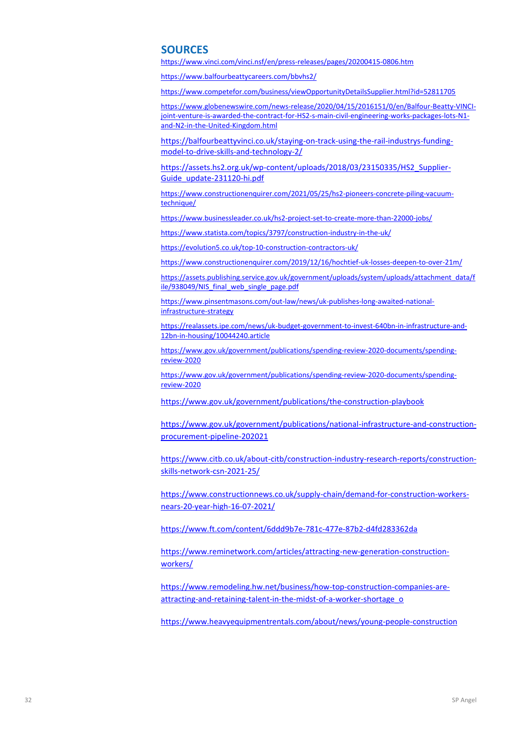## SOURCES

https://www.vinci.com/vinci.nsf/en/press-releases/pages/20200415-0806.htm

https://www.balfourbeattycareers.com/bbvhs2/

https://www.competefor.com/business/viewOpportunityDetailsSupplier.html?id=52811705

https://www.globenewswire.com/news-release/2020/04/15/2016151/0/en/Balfour-Beatty-VINCI-joint-venture-is-awarded-the-contract-for-HS2-s-main-civil-engineering-works-packages-lots-N1-and-N2-in-the-United-Kingdom.html

https://balfourbeattyvinci.co.uk/staying-on-track-using-the-rail-industrys-funding-model-to-drive-skills-and-technology-2/

https://assets.hs2.org.uk/wp-content/uploads/2018/03/23150335/HS2_Supplier-Guide_update-231120-hi.pdf

https://www.constructionenquirer.com/2021/05/25/hs2-pioneers-concrete-piling-vacuum-technique/

https://www.businessleader.co.uk/hs2-project-set-to-create-more-than-22000-jobs/

https://www.statista.com/topics/3797/construction-industry-in-the-uk/

https://evolution5.co.uk/top-10-construction-contractors-uk/

https://www.constructionenquirer.com/2019/12/16/hochtief-uk-losses-deepen-to-over-21m/

https://assets.publishing.service.gov.uk/government/uploads/system/uploads/attachment_data/file/938049/NIS_final_web_single_page.pdf

https://www.pinsentmasons.com/out-law/news/uk-publishes-long-awaited-national-infrastructure-strategy

https://realassets.ipe.com/news/uk-budget-government-to-invest-640bn-in-infrastructure-and-12bn-in-housing/10044240.article

https://www.gov.uk/government/publications/spending-review-2020-documents/spending-review-2020

https://www.gov.uk/government/publications/spending-review-2020-documents/spending-review-2020

https://www.gov.uk/government/publications/the-construction-playbook

https://www.gov.uk/government/publications/national-infrastructure-and-construction-procurement-pipeline-202021

https://www.citb.co.uk/about-citb/construction-industry-research-reports/construction-skills-network-csn-2021-25/

https://www.constructionnews.co.uk/supply-chain/demand-for-construction-workers-nears-20-year-high-16-07-2021/

https://www.ft.com/content/6ddd9b7e-781c-477e-87b2-d4fd283362da

https://www.reminetwork.com/articles/attracting-new-generation-construction-workers/

https://www.remodeling.hw.net/business/how-top-construction-companies-are-attracting-and-retaining-talent-in-the-midst-of-a-worker-shortage_o

https://www.heavyequipmentrentals.com/about/news/young-people-construction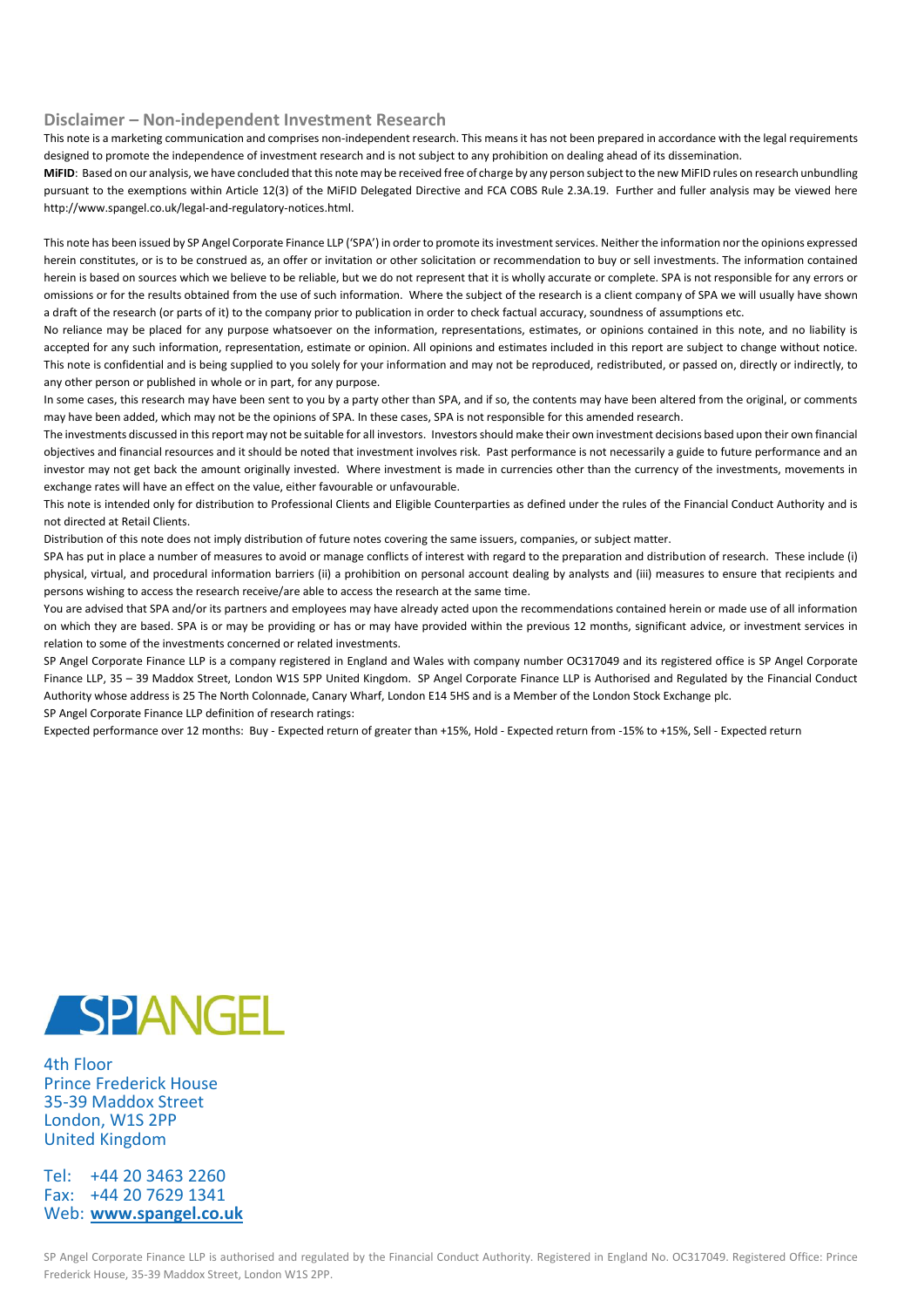## Disclaimer – Non-independent Investment Research

This note is a marketing communication and comprises non-independent research. This means it has not been prepared in accordance with the legal requirements designed to promote the independence of investment research and is not subject to any prohibition on dealing ahead of its dissemination.

**MiFID**: Based on our analysis, we have concluded that this note may be received free of charge by any person subject to the new MiFID rules on research unbundling pursuant to the exemptions within Article 12(3) of the MiFID Delegated Directive and FCA COBS Rule 2.3A.19. Further and fuller analysis may be viewed here http://www.spangel.co.uk/legal-and-regulatory-notices.html.

This note has been issued by SP Angel Corporate Finance LLP ('SPA') in order to promote its investment services. Neither the information nor the opinions expressed herein constitutes, or is to be construed as, an offer or invitation or other solicitation or recommendation to buy or sell investments. The information contained herein is based on sources which we believe to be reliable, but we do not represent that it is wholly accurate or complete. SPA is not responsible for any errors or omissions or for the results obtained from the use of such information. Where the subject of the research is a client company of SPA we will usually have shown a draft of the research (or parts of it) to the company prior to publication in order to check factual accuracy, soundness of assumptions etc.

No reliance may be placed for any purpose whatsoever on the information, representations, estimates, or opinions contained in this note, and no liability is accepted for any such information, representation, estimate or opinion. All opinions and estimates included in this report are subject to change without notice. This note is confidential and is being supplied to you solely for your information and may not be reproduced, redistributed, or passed on, directly or indirectly, to any other person or published in whole or in part, for any purpose.

In some cases, this research may have been sent to you by a party other than SPA, and if so, the contents may have been altered from the original, or comments may have been added, which may not be the opinions of SPA. In these cases, SPA is not responsible for this amended research.

The investments discussed in this report may not be suitable for all investors. Investors should make their own investment decisions based upon their own financial objectives and financial resources and it should be noted that investment involves risk. Past performance is not necessarily a guide to future performance and an investor may not get back the amount originally invested. Where investment is made in currencies other than the currency of the investments, movements in exchange rates will have an effect on the value, either favourable or unfavourable.

This note is intended only for distribution to Professional Clients and Eligible Counterparties as defined under the rules of the Financial Conduct Authority and is not directed at Retail Clients.

Distribution of this note does not imply distribution of future notes covering the same issuers, companies, or subject matter.

SPA has put in place a number of measures to avoid or manage conflicts of interest with regard to the preparation and distribution of research. These include (i) physical, virtual, and procedural information barriers (ii) a prohibition on personal account dealing by analysts and (iii) measures to ensure that recipients and persons wishing to access the research receive/are able to access the research at the same time.

You are advised that SPA and/or its partners and employees may have already acted upon the recommendations contained herein or made use of all information on which they are based. SPA is or may be providing or has or may have provided within the previous 12 months, significant advice, or investment services in relation to some of the investments concerned or related investments.

SP Angel Corporate Finance LLP is a company registered in England and Wales with company number OC317049 and its registered office is SP Angel Corporate Finance LLP, 35 – 39 Maddox Street, London W1S 5PP United Kingdom. SP Angel Corporate Finance LLP is Authorised and Regulated by the Financial Conduct Authority whose address is 25 The North Colonnade, Canary Wharf, London E14 5HS and is a Member of the London Stock Exchange plc.

SP Angel Corporate Finance LLP definition of research ratings:

Expected performance over 12 months: Buy - Expected return of greater than +15%, Hold - Expected return from -15% to +15%, Sell - Expected return

SPANGEL

4th Floor
Prince Frederick House
35-39 Maddox Street
London, W1S 2PP
United Kingdom

Tel: +44 20 3463 2260
Fax: +44 20 7629 1341
Web: **www.spangel.co.uk**

SP Angel Corporate Finance LLP is authorised and regulated by the Financial Conduct Authority. Registered in England No. OC317049. Registered Office: Prince Frederick House, 35-39 Maddox Street, London W1S 2PP.